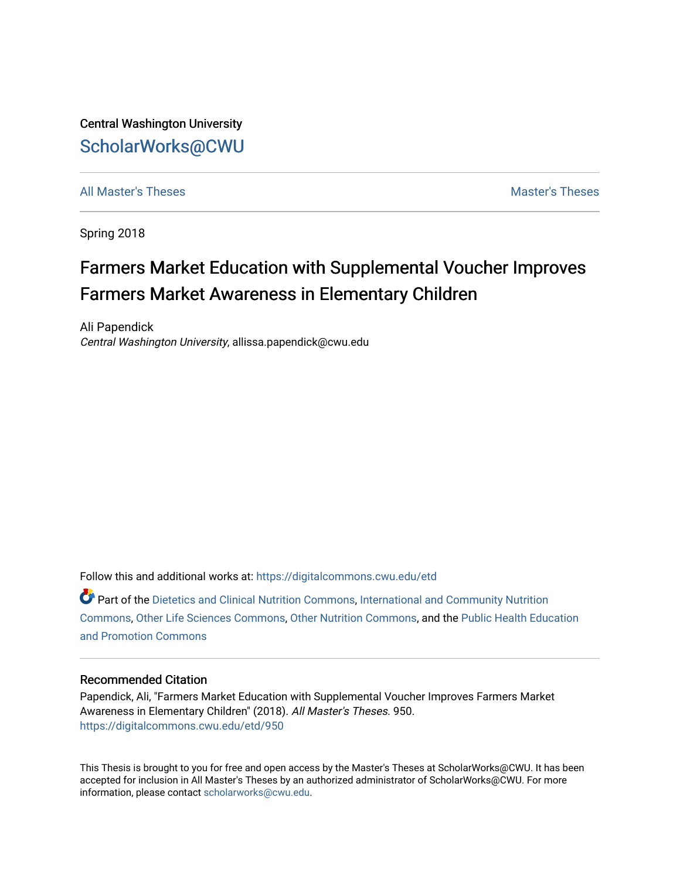Central Washington University

## ScholarWorks@CWU

All Master's Theses | Master's Theses

Spring 2018

# Farmers Market Education with Supplemental Voucher Improves Farmers Market Awareness in Elementary Children

Ali Papendick
*Central Washington University*, allissa.papendick@cwu.edu

Follow this and additional works at: https://digitalcommons.cwu.edu/etd

Part of the Dietetics and Clinical Nutrition Commons, International and Community Nutrition Commons, Other Life Sciences Commons, Other Nutrition Commons, and the Public Health Education and Promotion Commons

### Recommended Citation

Papendick, Ali, "Farmers Market Education with Supplemental Voucher Improves Farmers Market Awareness in Elementary Children" (2018). *All Master's Theses*. 950.
https://digitalcommons.cwu.edu/etd/950

This Thesis is brought to you for free and open access by the Master's Theses at ScholarWorks@CWU. It has been accepted for inclusion in All Master's Theses by an authorized administrator of ScholarWorks@CWU. For more information, please contact scholarworks@cwu.edu.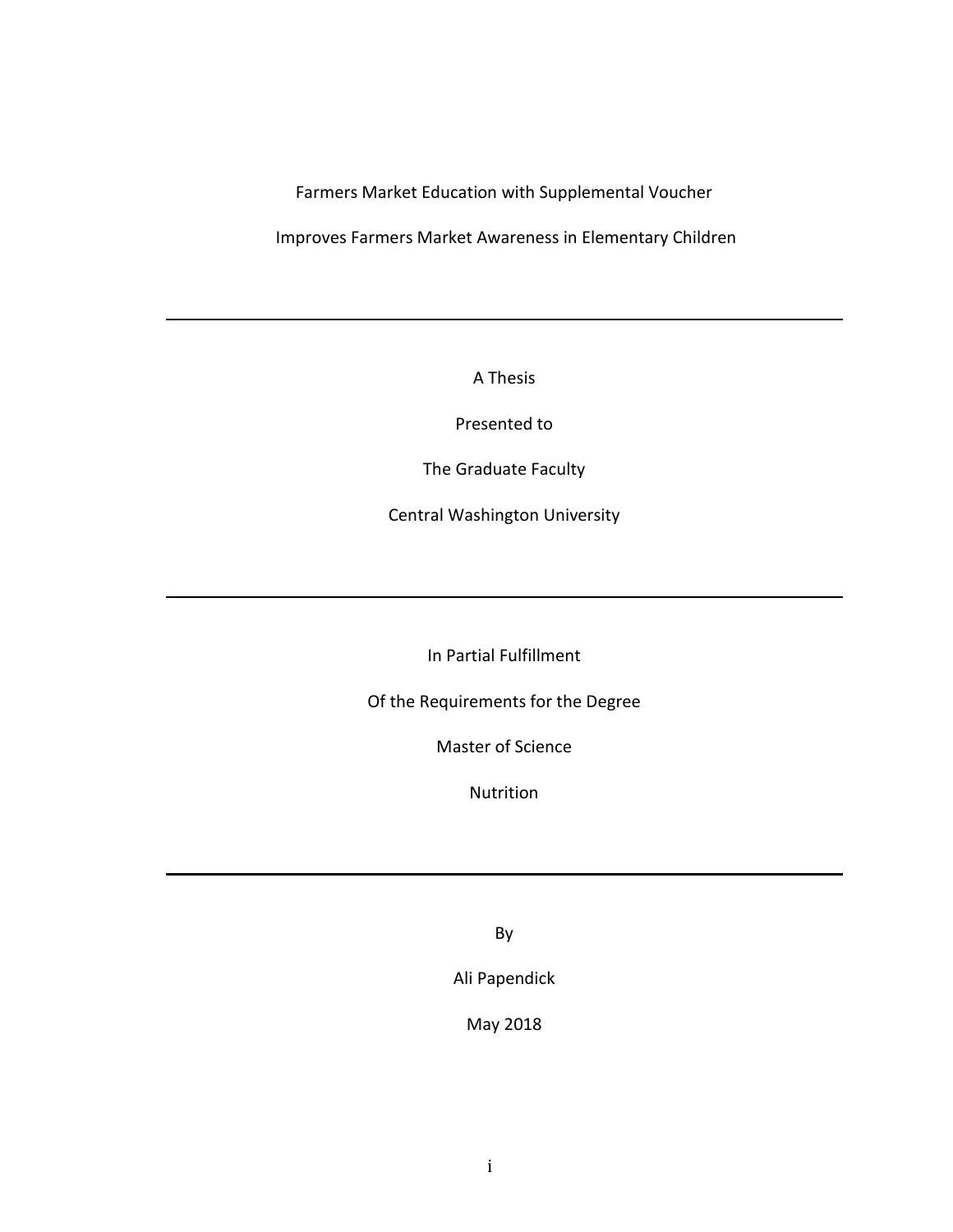Farmers Market Education with Supplemental Voucher

Improves Farmers Market Awareness in Elementary Children

---

A Thesis

Presented to

The Graduate Faculty

Central Washington University

---

In Partial Fulfillment

Of the Requirements for the Degree

Master of Science

Nutrition

---

By

Ali Papendick

May 2018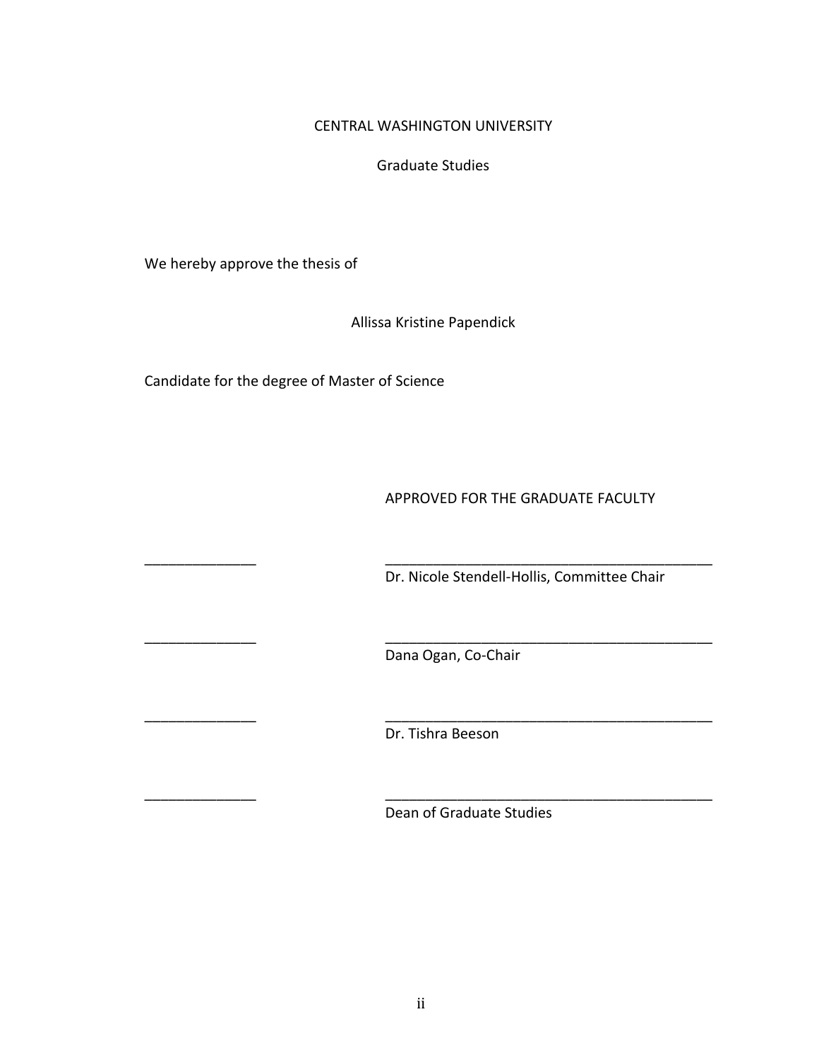CENTRAL WASHINGTON UNIVERSITY

Graduate Studies

We hereby approve the thesis of

Allissa Kristine Papendick

Candidate for the degree of Master of Science

APPROVED FOR THE GRADUATE FACULTY

______________ __________________________________________
Dr. Nicole Stendell-Hollis, Committee Chair

______________ __________________________________________
Dana Ogan, Co-Chair

______________ __________________________________________
Dr. Tishra Beeson

______________ __________________________________________
Dean of Graduate Studies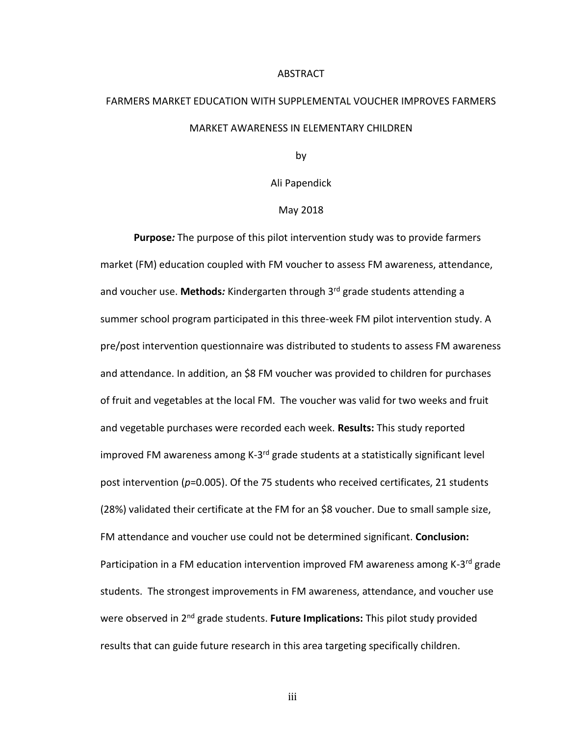# ABSTRACT

## FARMERS MARKET EDUCATION WITH SUPPLEMENTAL VOUCHER IMPROVES FARMERS MARKET AWARENESS IN ELEMENTARY CHILDREN

by

Ali Papendick

May 2018

**Purpose*:*** The purpose of this pilot intervention study was to provide farmers market (FM) education coupled with FM voucher to assess FM awareness, attendance, and voucher use. **Methods*:*** Kindergarten through 3rd grade students attending a summer school program participated in this three-week FM pilot intervention study. A pre/post intervention questionnaire was distributed to students to assess FM awareness and attendance. In addition, an $8 FM voucher was provided to children for purchases of fruit and vegetables at the local FM. The voucher was valid for two weeks and fruit and vegetable purchases were recorded each week. **Results:** This study reported improved FM awareness among K-3rd grade students at a statistically significant level post intervention ($p$=0.005). Of the 75 students who received certificates, 21 students (28%) validated their certificate at the FM for an $8 voucher. Due to small sample size, FM attendance and voucher use could not be determined significant. **Conclusion:** Participation in a FM education intervention improved FM awareness among K-3rd grade students. The strongest improvements in FM awareness, attendance, and voucher use were observed in 2nd grade students. **Future Implications:** This pilot study provided results that can guide future research in this area targeting specifically children.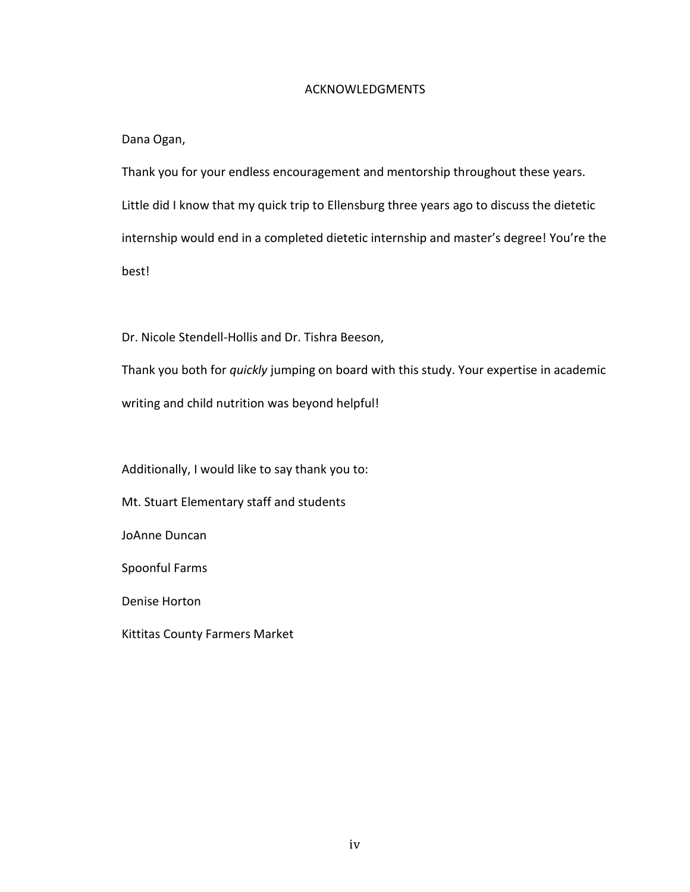# ACKNOWLEDGMENTS

Dana Ogan,

Thank you for your endless encouragement and mentorship throughout these years. Little did I know that my quick trip to Ellensburg three years ago to discuss the dietetic internship would end in a completed dietetic internship and master's degree! You're the best!

Dr. Nicole Stendell-Hollis and Dr. Tishra Beeson,

Thank you both for *quickly* jumping on board with this study. Your expertise in academic writing and child nutrition was beyond helpful!

Additionally, I would like to say thank you to:

Mt. Stuart Elementary staff and students

JoAnne Duncan

Spoonful Farms

Denise Horton

Kittitas County Farmers Market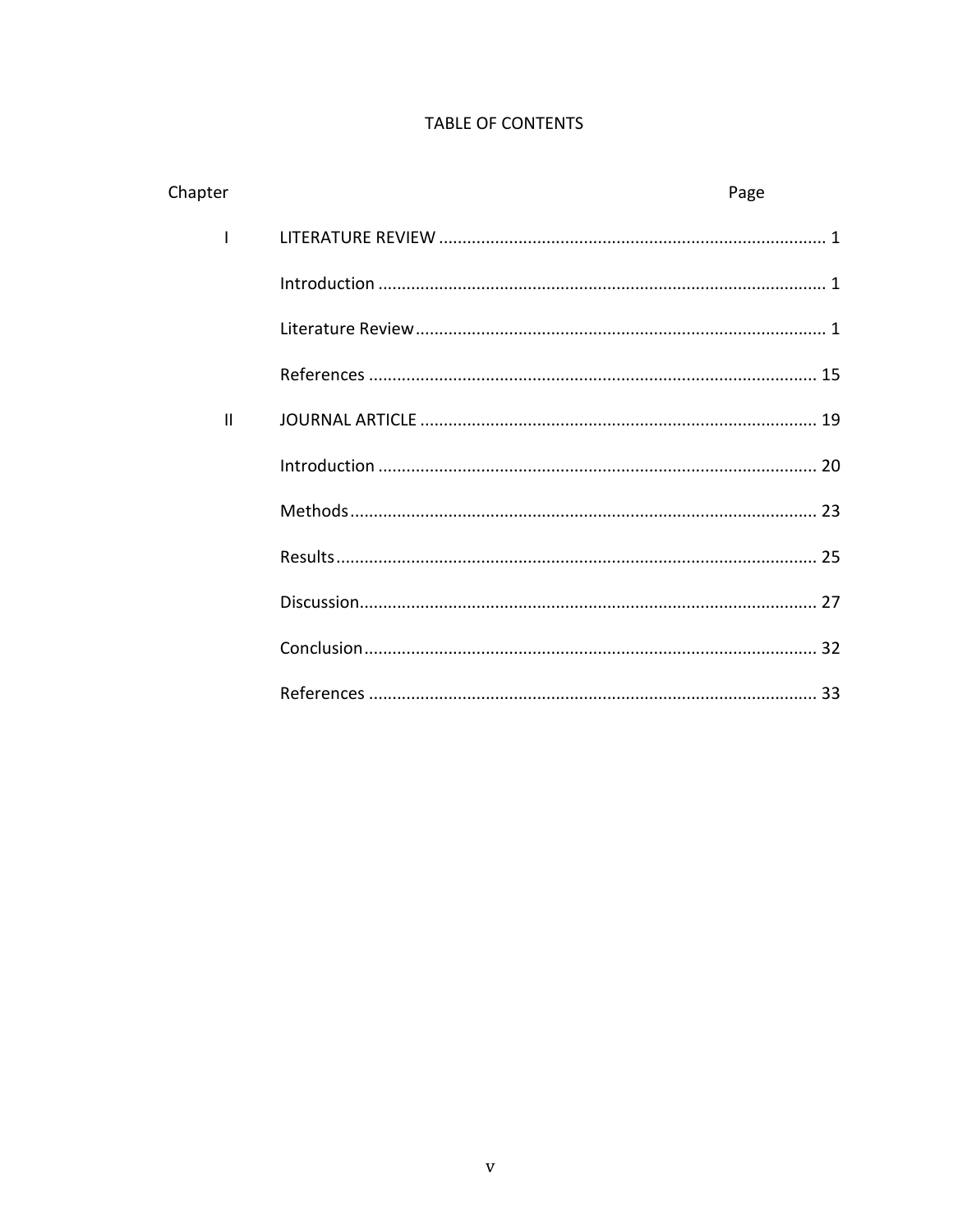# TABLE OF CONTENTS

| Chapter | | Page |
|---|---|---|
| I | LITERATURE REVIEW | 1 |
| | Introduction | 1 |
| | Literature Review | 1 |
| | References | 15 |
| II | JOURNAL ARTICLE | 19 |
| | Introduction | 20 |
| | Methods | 23 |
| | Results | 25 |
| | Discussion | 27 |
| | Conclusion | 32 |
| | References | 33 |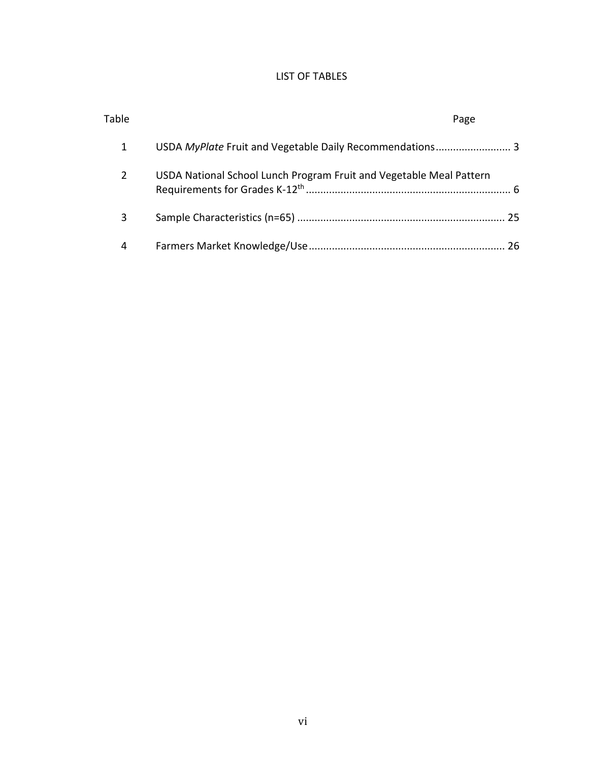# LIST OF TABLES

| Table | | Page |
|---|---|---|
| 1 | USDA *MyPlate* Fruit and Vegetable Daily Recommendations | 3 |
| 2 | USDA National School Lunch Program Fruit and Vegetable Meal Pattern Requirements for Grades K-12$^{th}$ | 6 |
| 3 | Sample Characteristics (n=65) | 25 |
| 4 | Farmers Market Knowledge/Use | 26 |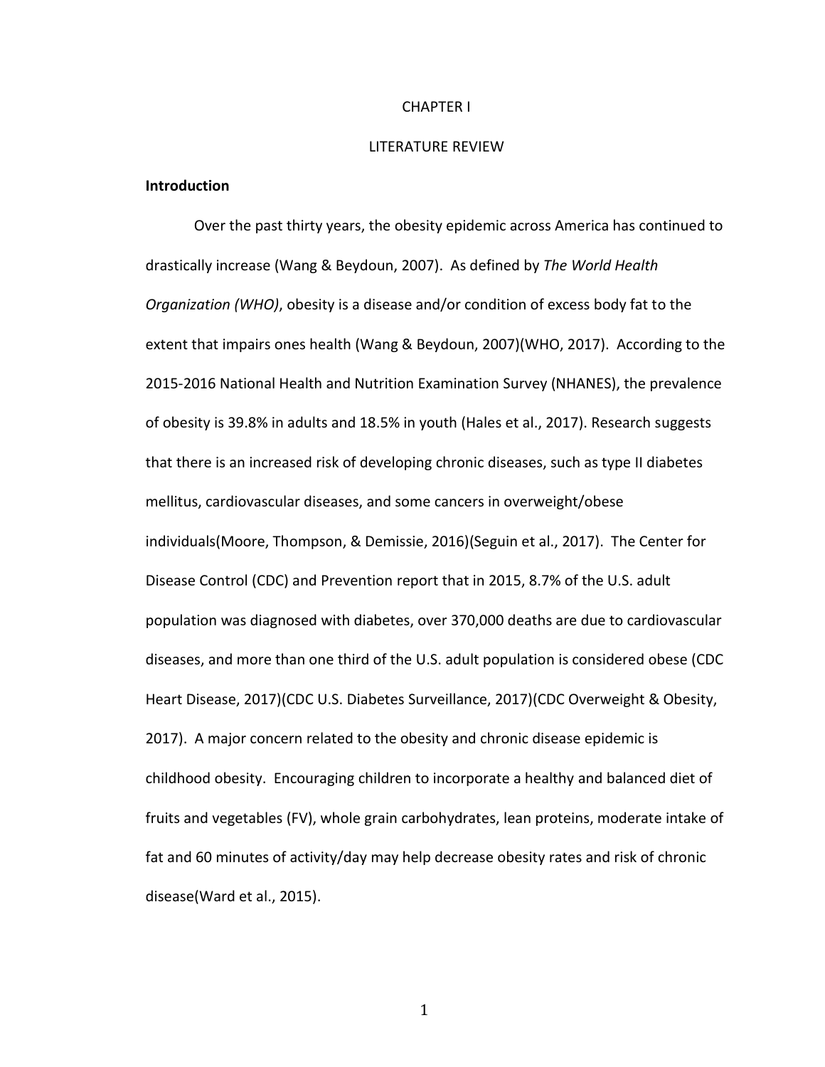# CHAPTER I

# LITERATURE REVIEW

## Introduction

Over the past thirty years, the obesity epidemic across America has continued to drastically increase (Wang & Beydoun, 2007). As defined by *The World Health Organization (WHO)*, obesity is a disease and/or condition of excess body fat to the extent that impairs ones health (Wang & Beydoun, 2007)(WHO, 2017). According to the 2015-2016 National Health and Nutrition Examination Survey (NHANES), the prevalence of obesity is 39.8% in adults and 18.5% in youth (Hales et al., 2017). Research suggests that there is an increased risk of developing chronic diseases, such as type II diabetes mellitus, cardiovascular diseases, and some cancers in overweight/obese individuals(Moore, Thompson, & Demissie, 2016)(Seguin et al., 2017). The Center for Disease Control (CDC) and Prevention report that in 2015, 8.7% of the U.S. adult population was diagnosed with diabetes, over 370,000 deaths are due to cardiovascular diseases, and more than one third of the U.S. adult population is considered obese (CDC Heart Disease, 2017)(CDC U.S. Diabetes Surveillance, 2017)(CDC Overweight & Obesity, 2017). A major concern related to the obesity and chronic disease epidemic is childhood obesity. Encouraging children to incorporate a healthy and balanced diet of fruits and vegetables (FV), whole grain carbohydrates, lean proteins, moderate intake of fat and 60 minutes of activity/day may help decrease obesity rates and risk of chronic disease(Ward et al., 2015).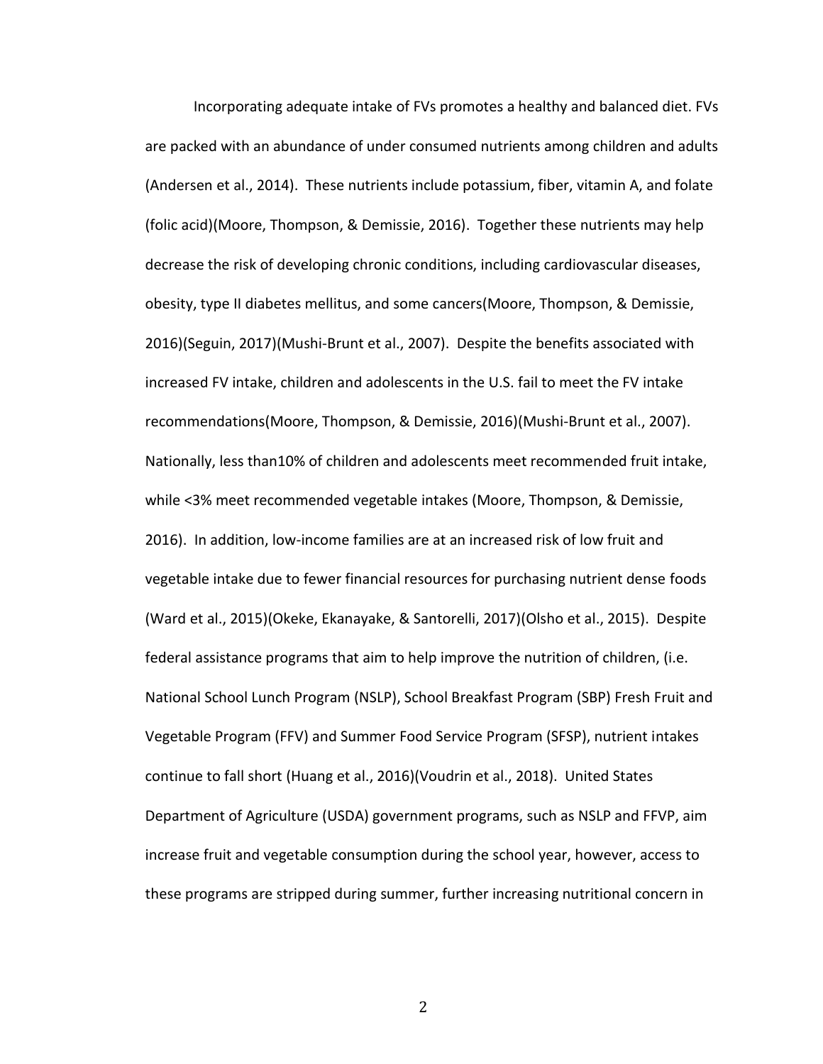Incorporating adequate intake of FVs promotes a healthy and balanced diet. FVs are packed with an abundance of under consumed nutrients among children and adults (Andersen et al., 2014). These nutrients include potassium, fiber, vitamin A, and folate (folic acid)(Moore, Thompson, & Demissie, 2016). Together these nutrients may help decrease the risk of developing chronic conditions, including cardiovascular diseases, obesity, type II diabetes mellitus, and some cancers(Moore, Thompson, & Demissie, 2016)(Seguin, 2017)(Mushi-Brunt et al., 2007). Despite the benefits associated with increased FV intake, children and adolescents in the U.S. fail to meet the FV intake recommendations(Moore, Thompson, & Demissie, 2016)(Mushi-Brunt et al., 2007). Nationally, less than10% of children and adolescents meet recommended fruit intake, while <3% meet recommended vegetable intakes (Moore, Thompson, & Demissie, 2016). In addition, low-income families are at an increased risk of low fruit and vegetable intake due to fewer financial resources for purchasing nutrient dense foods (Ward et al., 2015)(Okeke, Ekanayake, & Santorelli, 2017)(Olsho et al., 2015). Despite federal assistance programs that aim to help improve the nutrition of children, (i.e. National School Lunch Program (NSLP), School Breakfast Program (SBP) Fresh Fruit and Vegetable Program (FFV) and Summer Food Service Program (SFSP), nutrient intakes continue to fall short (Huang et al., 2016)(Voudrin et al., 2018). United States Department of Agriculture (USDA) government programs, such as NSLP and FFVP, aim increase fruit and vegetable consumption during the school year, however, access to these programs are stripped during summer, further increasing nutritional concern in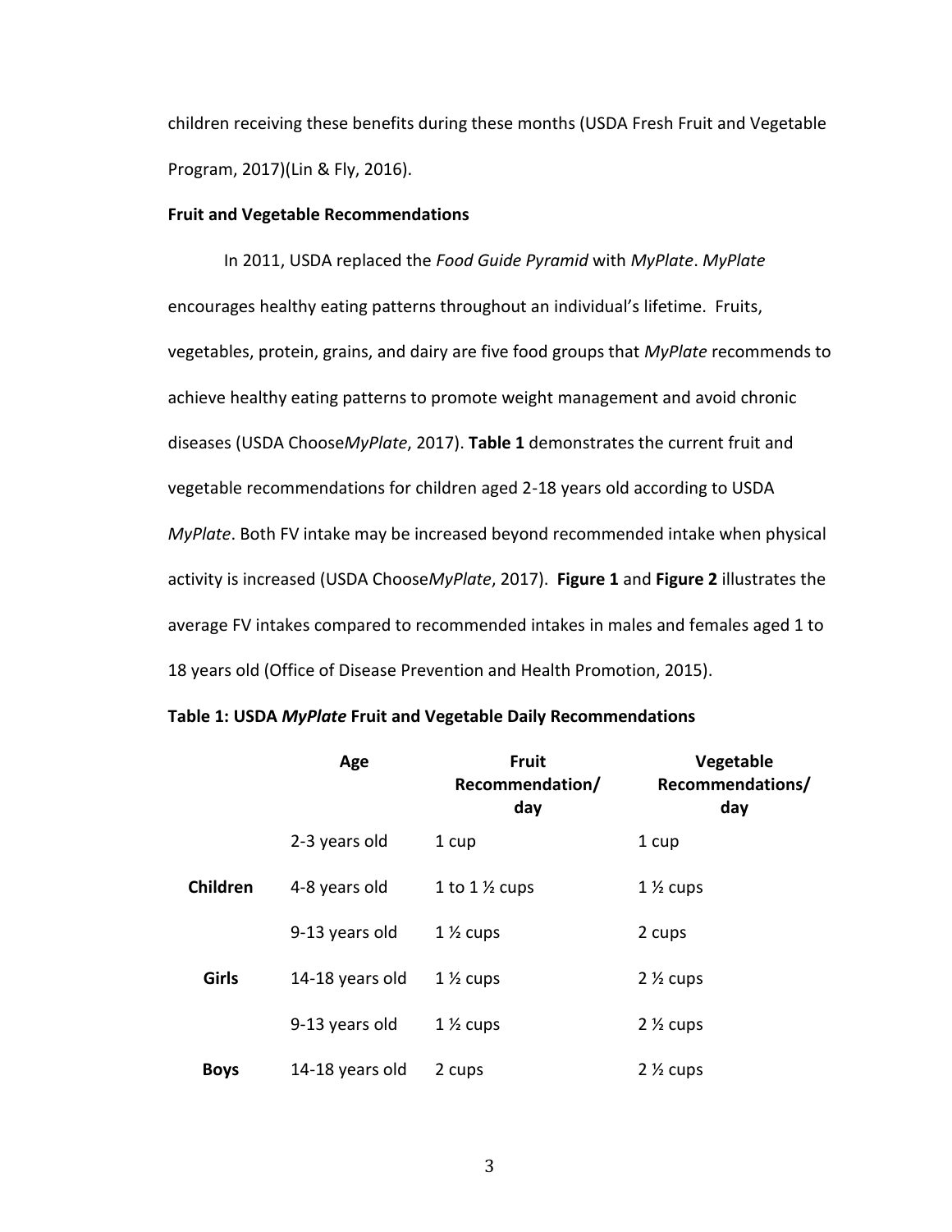children receiving these benefits during these months (USDA Fresh Fruit and Vegetable Program, 2017)(Lin & Fly, 2016).

**Fruit and Vegetable Recommendations**

In 2011, USDA replaced the *Food Guide Pyramid* with *MyPlate*. *MyPlate* encourages healthy eating patterns throughout an individual's lifetime. Fruits, vegetables, protein, grains, and dairy are five food groups that *MyPlate* recommends to achieve healthy eating patterns to promote weight management and avoid chronic diseases (USDA Choose*MyPlate*, 2017). **Table 1** demonstrates the current fruit and vegetable recommendations for children aged 2-18 years old according to USDA *MyPlate*. Both FV intake may be increased beyond recommended intake when physical activity is increased (USDA Choose*MyPlate*, 2017). **Figure 1** and **Figure 2** illustrates the average FV intakes compared to recommended intakes in males and females aged 1 to 18 years old (Office of Disease Prevention and Health Promotion, 2015).

**Table 1: USDA *MyPlate* Fruit and Vegetable Daily Recommendations**

| | Age | Fruit Recommendation/ day | Vegetable Recommendations/ day |
|---|---|---|---|
| | 2-3 years old | 1 cup | 1 cup |
| **Children** | 4-8 years old | 1 to 1 ½ cups | 1 ½ cups |
| | 9-13 years old | 1 ½ cups | 2 cups |
| **Girls** | 14-18 years old | 1 ½ cups | 2 ½ cups |
| | 9-13 years old | 1 ½ cups | 2 ½ cups |
| **Boys** | 14-18 years old | 2 cups | 2 ½ cups |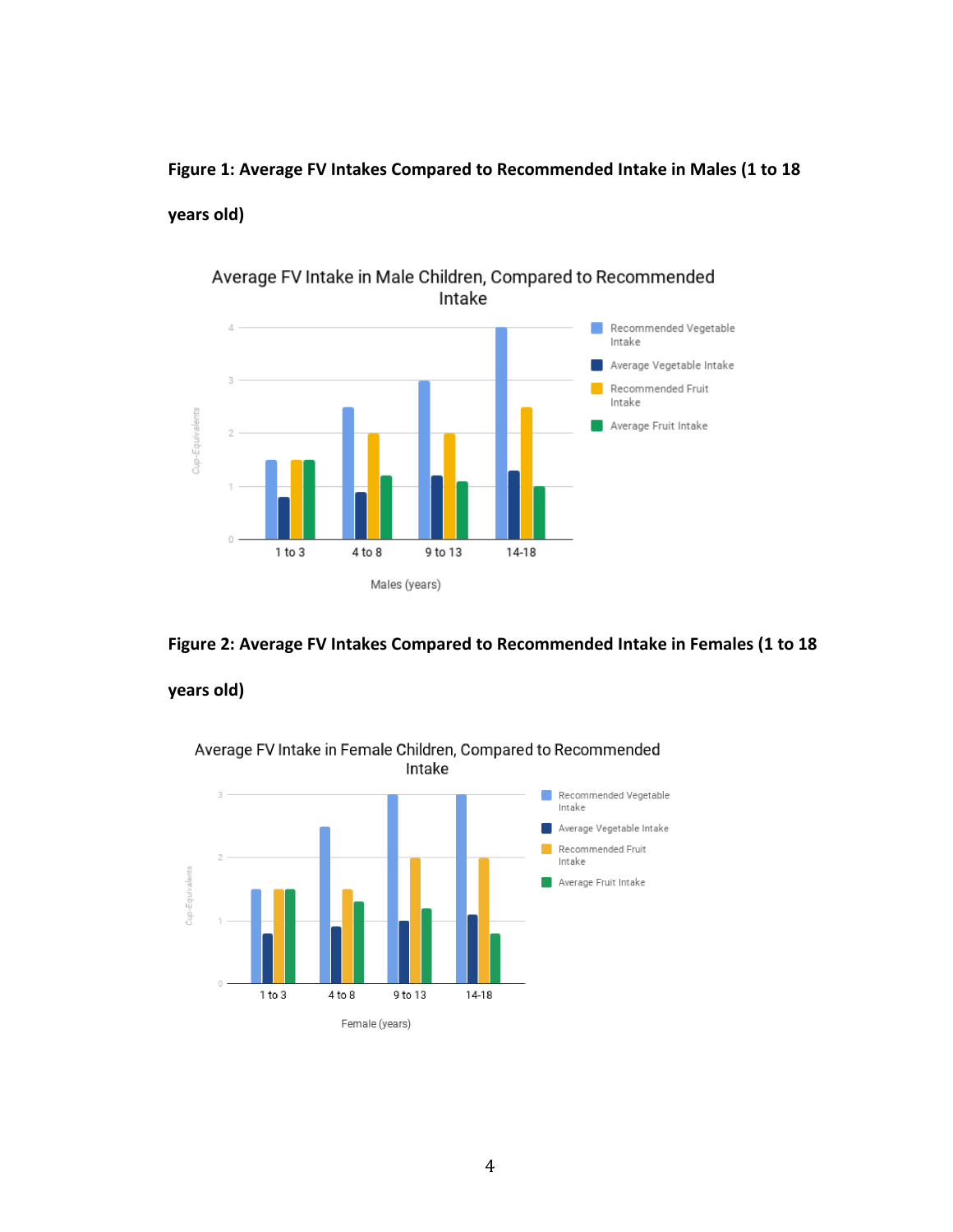**Figure 1: Average FV Intakes Compared to Recommended Intake in Males (1 to 18 years old)**

**Figure 2: Average FV Intakes Compared to Recommended Intake in Females (1 to 18 years old)**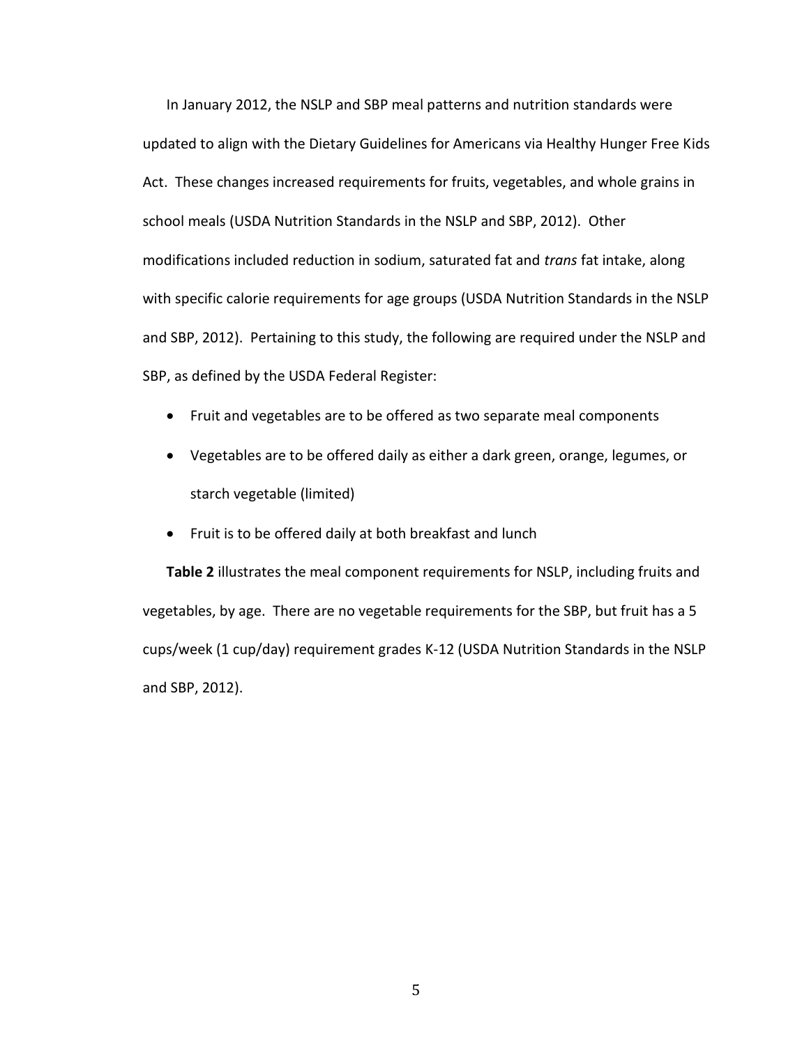In January 2012, the NSLP and SBP meal patterns and nutrition standards were updated to align with the Dietary Guidelines for Americans via Healthy Hunger Free Kids Act. These changes increased requirements for fruits, vegetables, and whole grains in school meals (USDA Nutrition Standards in the NSLP and SBP, 2012). Other modifications included reduction in sodium, saturated fat and *trans* fat intake, along with specific calorie requirements for age groups (USDA Nutrition Standards in the NSLP and SBP, 2012). Pertaining to this study, the following are required under the NSLP and SBP, as defined by the USDA Federal Register:

- Fruit and vegetables are to be offered as two separate meal components
- Vegetables are to be offered daily as either a dark green, orange, legumes, or starch vegetable (limited)
- Fruit is to be offered daily at both breakfast and lunch

**Table 2** illustrates the meal component requirements for NSLP, including fruits and vegetables, by age. There are no vegetable requirements for the SBP, but fruit has a 5 cups/week (1 cup/day) requirement grades K-12 (USDA Nutrition Standards in the NSLP and SBP, 2012).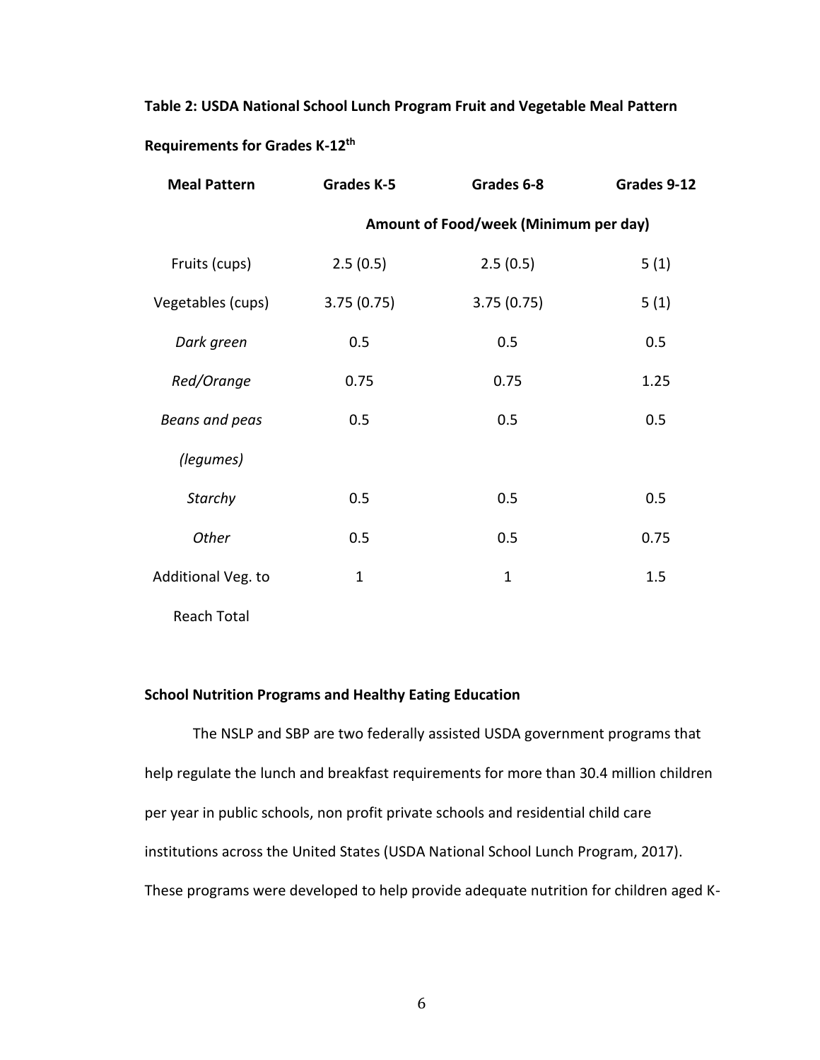**Table 2: USDA National School Lunch Program Fruit and Vegetable Meal Pattern Requirements for Grades K-12th**

| Meal Pattern | Grades K-5 | Grades 6-8 | Grades 9-12 |
|---|---|---|---|
| | Amount of Food/week (Minimum per day) | | |
| Fruits (cups) | 2.5 (0.5) | 2.5 (0.5) | 5 (1) |
| Vegetables (cups) | 3.75 (0.75) | 3.75 (0.75) | 5 (1) |
| *Dark green* | 0.5 | 0.5 | 0.5 |
| *Red/Orange* | 0.75 | 0.75 | 1.25 |
| *Beans and peas (legumes)* | 0.5 | 0.5 | 0.5 |
| *Starchy* | 0.5 | 0.5 | 0.5 |
| *Other* | 0.5 | 0.5 | 0.75 |
| Additional Veg. to Reach Total | 1 | 1 | 1.5 |

**School Nutrition Programs and Healthy Eating Education**

The NSLP and SBP are two federally assisted USDA government programs that help regulate the lunch and breakfast requirements for more than 30.4 million children per year in public schools, non profit private schools and residential child care institutions across the United States (USDA National School Lunch Program, 2017). These programs were developed to help provide adequate nutrition for children aged K-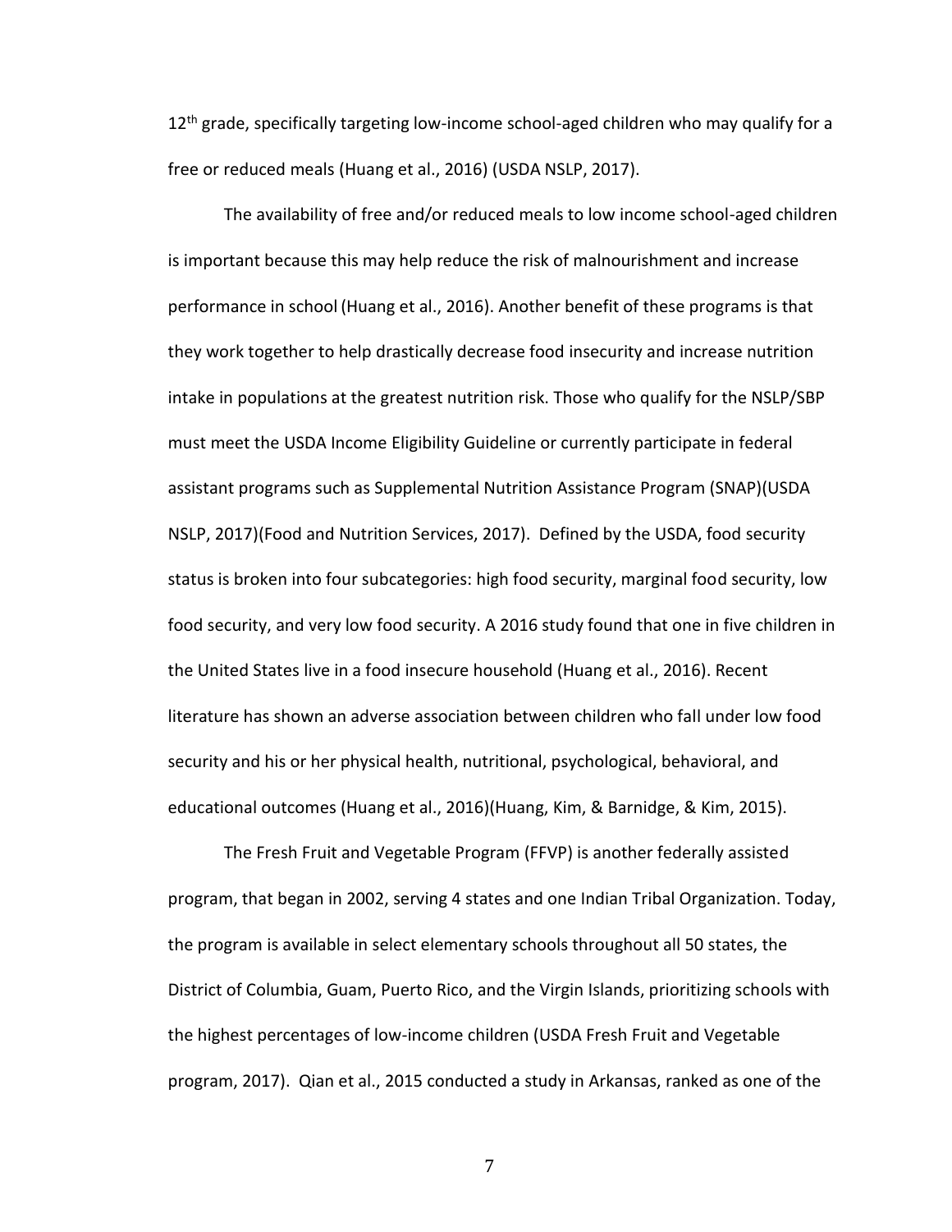12th grade, specifically targeting low-income school-aged children who may qualify for a free or reduced meals (Huang et al., 2016) (USDA NSLP, 2017).

The availability of free and/or reduced meals to low income school-aged children is important because this may help reduce the risk of malnourishment and increase performance in school (Huang et al., 2016). Another benefit of these programs is that they work together to help drastically decrease food insecurity and increase nutrition intake in populations at the greatest nutrition risk. Those who qualify for the NSLP/SBP must meet the USDA Income Eligibility Guideline or currently participate in federal assistant programs such as Supplemental Nutrition Assistance Program (SNAP)(USDA NSLP, 2017)(Food and Nutrition Services, 2017). Defined by the USDA, food security status is broken into four subcategories: high food security, marginal food security, low food security, and very low food security. A 2016 study found that one in five children in the United States live in a food insecure household (Huang et al., 2016). Recent literature has shown an adverse association between children who fall under low food security and his or her physical health, nutritional, psychological, behavioral, and educational outcomes (Huang et al., 2016)(Huang, Kim, & Barnidge, & Kim, 2015).

The Fresh Fruit and Vegetable Program (FFVP) is another federally assisted program, that began in 2002, serving 4 states and one Indian Tribal Organization. Today, the program is available in select elementary schools throughout all 50 states, the District of Columbia, Guam, Puerto Rico, and the Virgin Islands, prioritizing schools with the highest percentages of low-income children (USDA Fresh Fruit and Vegetable program, 2017). Qian et al., 2015 conducted a study in Arkansas, ranked as one of the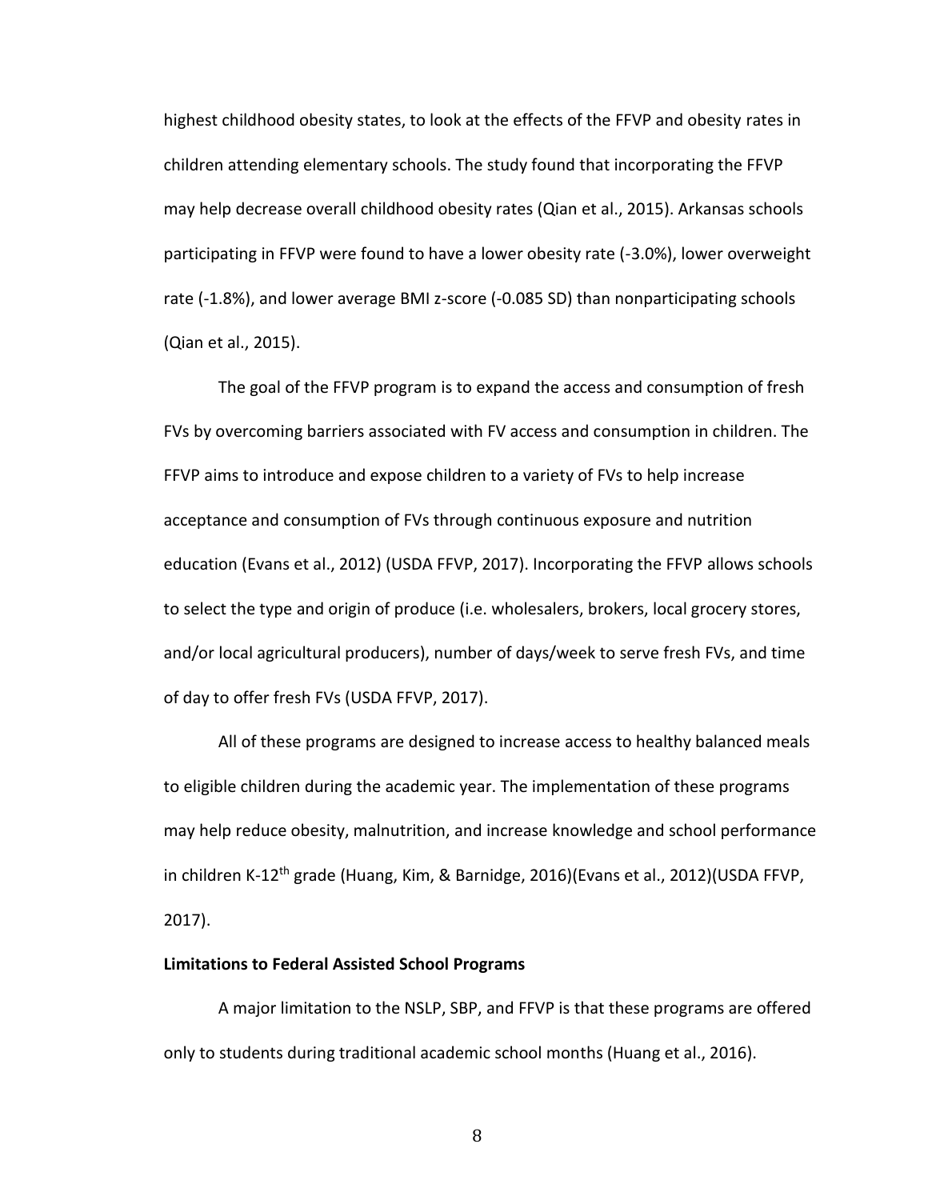highest childhood obesity states, to look at the effects of the FFVP and obesity rates in children attending elementary schools. The study found that incorporating the FFVP may help decrease overall childhood obesity rates (Qian et al., 2015). Arkansas schools participating in FFVP were found to have a lower obesity rate (-3.0%), lower overweight rate (-1.8%), and lower average BMI z-score (-0.085 SD) than nonparticipating schools (Qian et al., 2015).

The goal of the FFVP program is to expand the access and consumption of fresh FVs by overcoming barriers associated with FV access and consumption in children. The FFVP aims to introduce and expose children to a variety of FVs to help increase acceptance and consumption of FVs through continuous exposure and nutrition education (Evans et al., 2012) (USDA FFVP, 2017). Incorporating the FFVP allows schools to select the type and origin of produce (i.e. wholesalers, brokers, local grocery stores, and/or local agricultural producers), number of days/week to serve fresh FVs, and time of day to offer fresh FVs (USDA FFVP, 2017).

All of these programs are designed to increase access to healthy balanced meals to eligible children during the academic year. The implementation of these programs may help reduce obesity, malnutrition, and increase knowledge and school performance in children K-12th grade (Huang, Kim, & Barnidge, 2016)(Evans et al., 2012)(USDA FFVP, 2017).

**Limitations to Federal Assisted School Programs**

A major limitation to the NSLP, SBP, and FFVP is that these programs are offered only to students during traditional academic school months (Huang et al., 2016).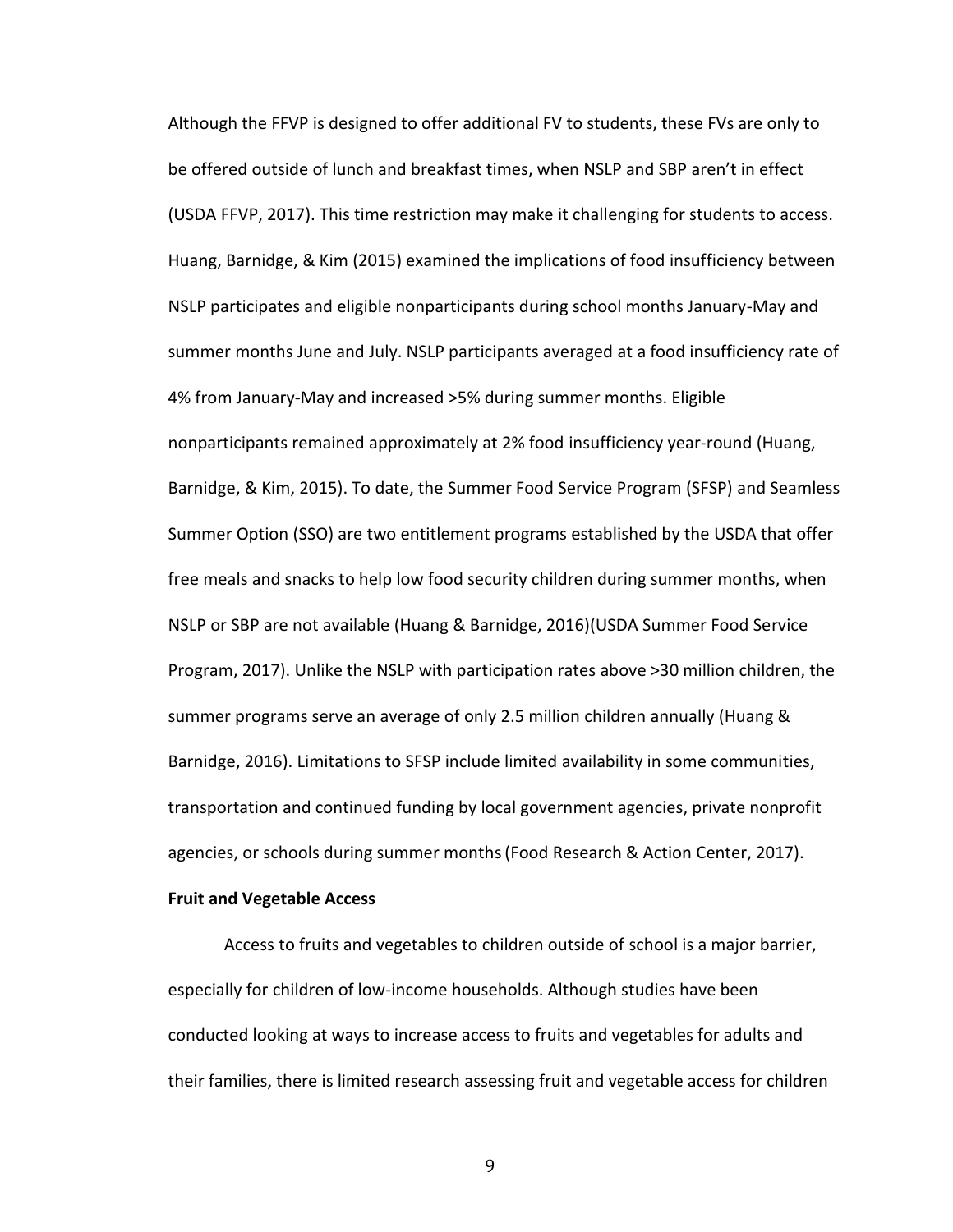Although the FFVP is designed to offer additional FV to students, these FVs are only to be offered outside of lunch and breakfast times, when NSLP and SBP aren't in effect (USDA FFVP, 2017). This time restriction may make it challenging for students to access. Huang, Barnidge, & Kim (2015) examined the implications of food insufficiency between NSLP participates and eligible nonparticipants during school months January-May and summer months June and July. NSLP participants averaged at a food insufficiency rate of 4% from January-May and increased >5% during summer months. Eligible nonparticipants remained approximately at 2% food insufficiency year-round (Huang, Barnidge, & Kim, 2015). To date, the Summer Food Service Program (SFSP) and Seamless Summer Option (SSO) are two entitlement programs established by the USDA that offer free meals and snacks to help low food security children during summer months, when NSLP or SBP are not available (Huang & Barnidge, 2016)(USDA Summer Food Service Program, 2017). Unlike the NSLP with participation rates above >30 million children, the summer programs serve an average of only 2.5 million children annually (Huang & Barnidge, 2016). Limitations to SFSP include limited availability in some communities, transportation and continued funding by local government agencies, private nonprofit agencies, or schools during summer months (Food Research & Action Center, 2017).

**Fruit and Vegetable Access**

Access to fruits and vegetables to children outside of school is a major barrier, especially for children of low-income households. Although studies have been conducted looking at ways to increase access to fruits and vegetables for adults and their families, there is limited research assessing fruit and vegetable access for children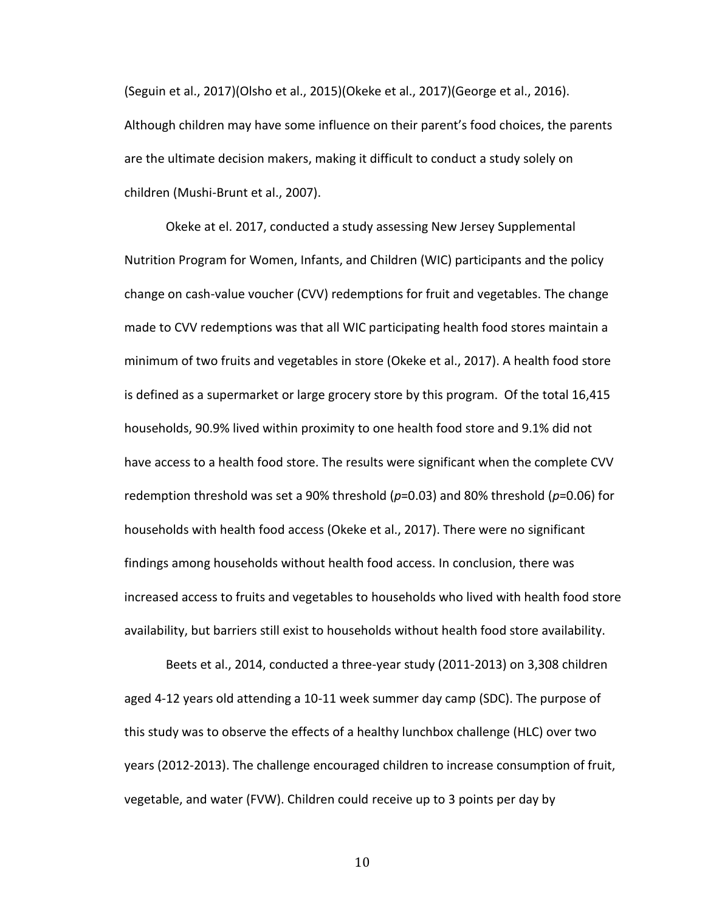(Seguin et al., 2017)(Olsho et al., 2015)(Okeke et al., 2017)(George et al., 2016). Although children may have some influence on their parent's food choices, the parents are the ultimate decision makers, making it difficult to conduct a study solely on children (Mushi-Brunt et al., 2007).

Okeke at el. 2017, conducted a study assessing New Jersey Supplemental Nutrition Program for Women, Infants, and Children (WIC) participants and the policy change on cash-value voucher (CVV) redemptions for fruit and vegetables. The change made to CVV redemptions was that all WIC participating health food stores maintain a minimum of two fruits and vegetables in store (Okeke et al., 2017). A health food store is defined as a supermarket or large grocery store by this program. Of the total 16,415 households, 90.9% lived within proximity to one health food store and 9.1% did not have access to a health food store. The results were significant when the complete CVV redemption threshold was set a 90% threshold ($p$=0.03) and 80% threshold ($p$=0.06) for households with health food access (Okeke et al., 2017). There were no significant findings among households without health food access. In conclusion, there was increased access to fruits and vegetables to households who lived with health food store availability, but barriers still exist to households without health food store availability.

Beets et al., 2014, conducted a three-year study (2011-2013) on 3,308 children aged 4-12 years old attending a 10-11 week summer day camp (SDC). The purpose of this study was to observe the effects of a healthy lunchbox challenge (HLC) over two years (2012-2013). The challenge encouraged children to increase consumption of fruit, vegetable, and water (FVW). Children could receive up to 3 points per day by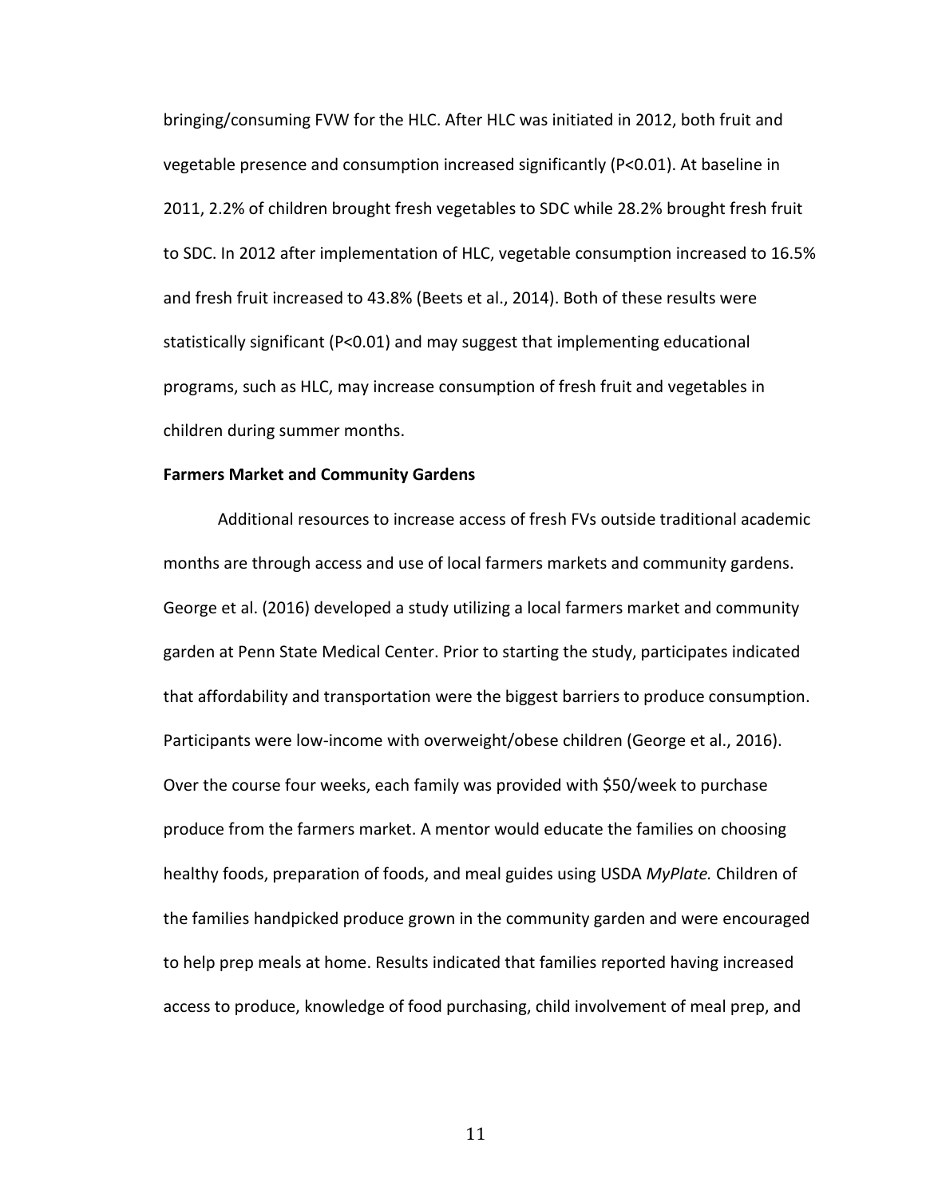bringing/consuming FVW for the HLC. After HLC was initiated in 2012, both fruit and vegetable presence and consumption increased significantly ($P<0.01$). At baseline in 2011, 2.2% of children brought fresh vegetables to SDC while 28.2% brought fresh fruit to SDC. In 2012 after implementation of HLC, vegetable consumption increased to 16.5% and fresh fruit increased to 43.8% (Beets et al., 2014). Both of these results were statistically significant ($P<0.01$) and may suggest that implementing educational programs, such as HLC, may increase consumption of fresh fruit and vegetables in children during summer months.

**Farmers Market and Community Gardens**

Additional resources to increase access of fresh FVs outside traditional academic months are through access and use of local farmers markets and community gardens. George et al. (2016) developed a study utilizing a local farmers market and community garden at Penn State Medical Center. Prior to starting the study, participates indicated that affordability and transportation were the biggest barriers to produce consumption. Participants were low-income with overweight/obese children (George et al., 2016). Over the course four weeks, each family was provided with $50/week to purchase produce from the farmers market. A mentor would educate the families on choosing healthy foods, preparation of foods, and meal guides using USDA *MyPlate.* Children of the families handpicked produce grown in the community garden and were encouraged to help prep meals at home. Results indicated that families reported having increased access to produce, knowledge of food purchasing, child involvement of meal prep, and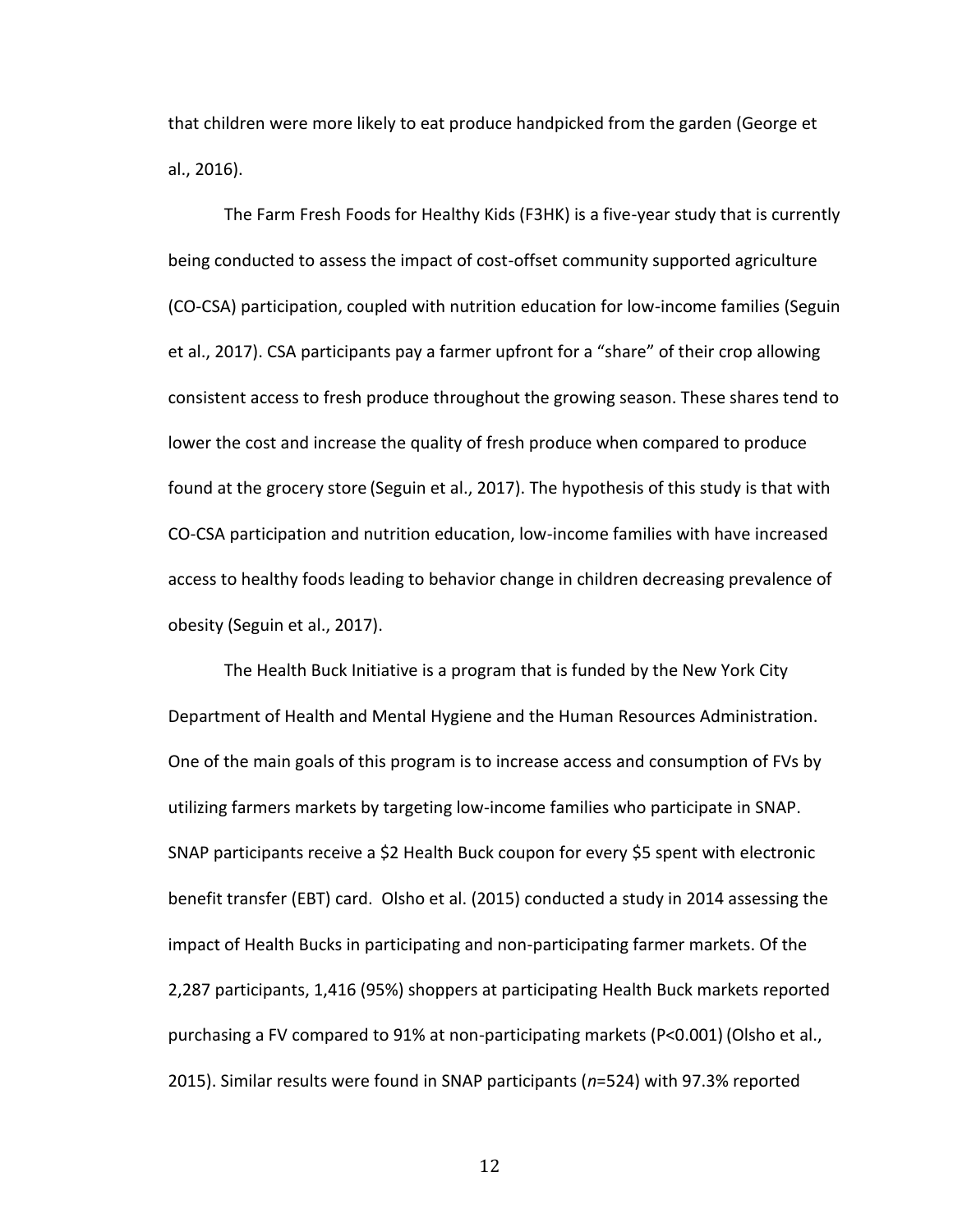that children were more likely to eat produce handpicked from the garden (George et al., 2016).

The Farm Fresh Foods for Healthy Kids (F3HK) is a five-year study that is currently being conducted to assess the impact of cost-offset community supported agriculture (CO-CSA) participation, coupled with nutrition education for low-income families (Seguin et al., 2017). CSA participants pay a farmer upfront for a "share" of their crop allowing consistent access to fresh produce throughout the growing season. These shares tend to lower the cost and increase the quality of fresh produce when compared to produce found at the grocery store (Seguin et al., 2017). The hypothesis of this study is that with CO-CSA participation and nutrition education, low-income families with have increased access to healthy foods leading to behavior change in children decreasing prevalence of obesity (Seguin et al., 2017).

The Health Buck Initiative is a program that is funded by the New York City Department of Health and Mental Hygiene and the Human Resources Administration. One of the main goals of this program is to increase access and consumption of FVs by utilizing farmers markets by targeting low-income families who participate in SNAP. SNAP participants receive a $2 Health Buck coupon for every $5 spent with electronic benefit transfer (EBT) card. Olsho et al. (2015) conducted a study in 2014 assessing the impact of Health Bucks in participating and non-participating farmer markets. Of the 2,287 participants, 1,416 (95%) shoppers at participating Health Buck markets reported purchasing a FV compared to 91% at non-participating markets ($P<0.001$) (Olsho et al., 2015). Similar results were found in SNAP participants ($n$=524) with 97.3% reported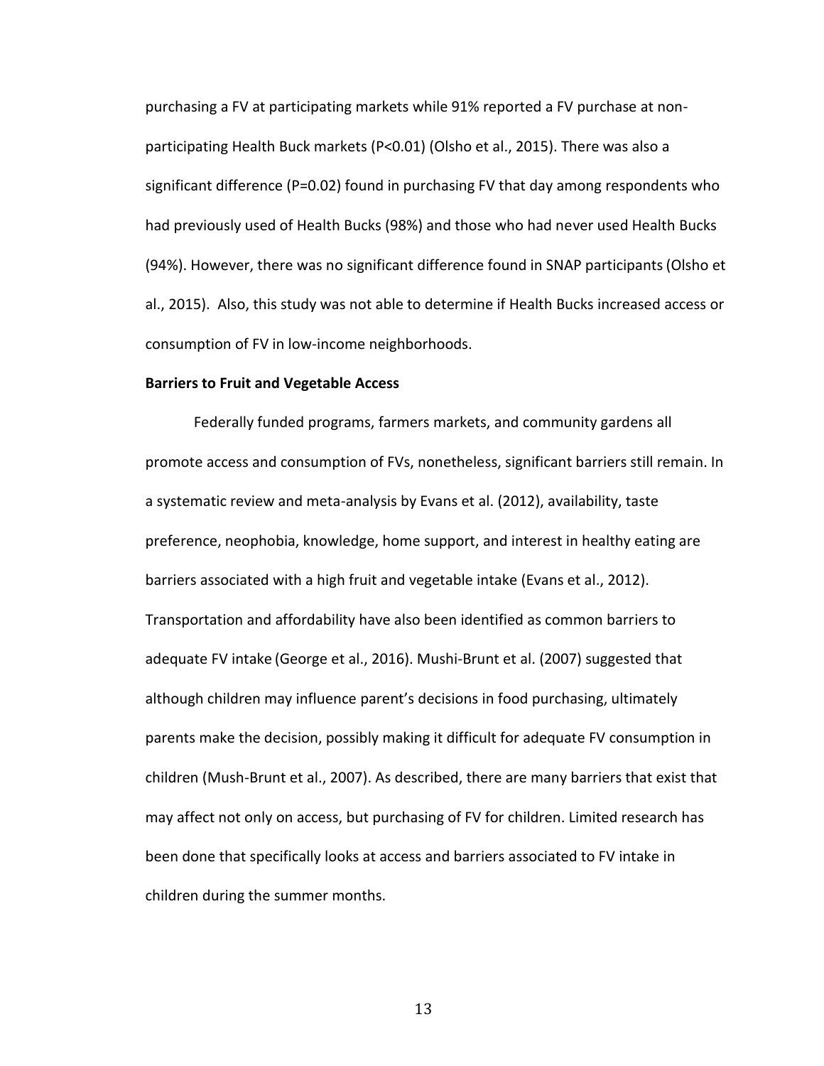purchasing a FV at participating markets while 91% reported a FV purchase at non-participating Health Buck markets (P<0.01) (Olsho et al., 2015). There was also a significant difference (P=0.02) found in purchasing FV that day among respondents who had previously used of Health Bucks (98%) and those who had never used Health Bucks (94%). However, there was no significant difference found in SNAP participants (Olsho et al., 2015). Also, this study was not able to determine if Health Bucks increased access or consumption of FV in low-income neighborhoods.

**Barriers to Fruit and Vegetable Access**

Federally funded programs, farmers markets, and community gardens all promote access and consumption of FVs, nonetheless, significant barriers still remain. In a systematic review and meta-analysis by Evans et al. (2012), availability, taste preference, neophobia, knowledge, home support, and interest in healthy eating are barriers associated with a high fruit and vegetable intake (Evans et al., 2012). Transportation and affordability have also been identified as common barriers to adequate FV intake (George et al., 2016). Mushi-Brunt et al. (2007) suggested that although children may influence parent's decisions in food purchasing, ultimately parents make the decision, possibly making it difficult for adequate FV consumption in children (Mush-Brunt et al., 2007). As described, there are many barriers that exist that may affect not only on access, but purchasing of FV for children. Limited research has been done that specifically looks at access and barriers associated to FV intake in children during the summer months.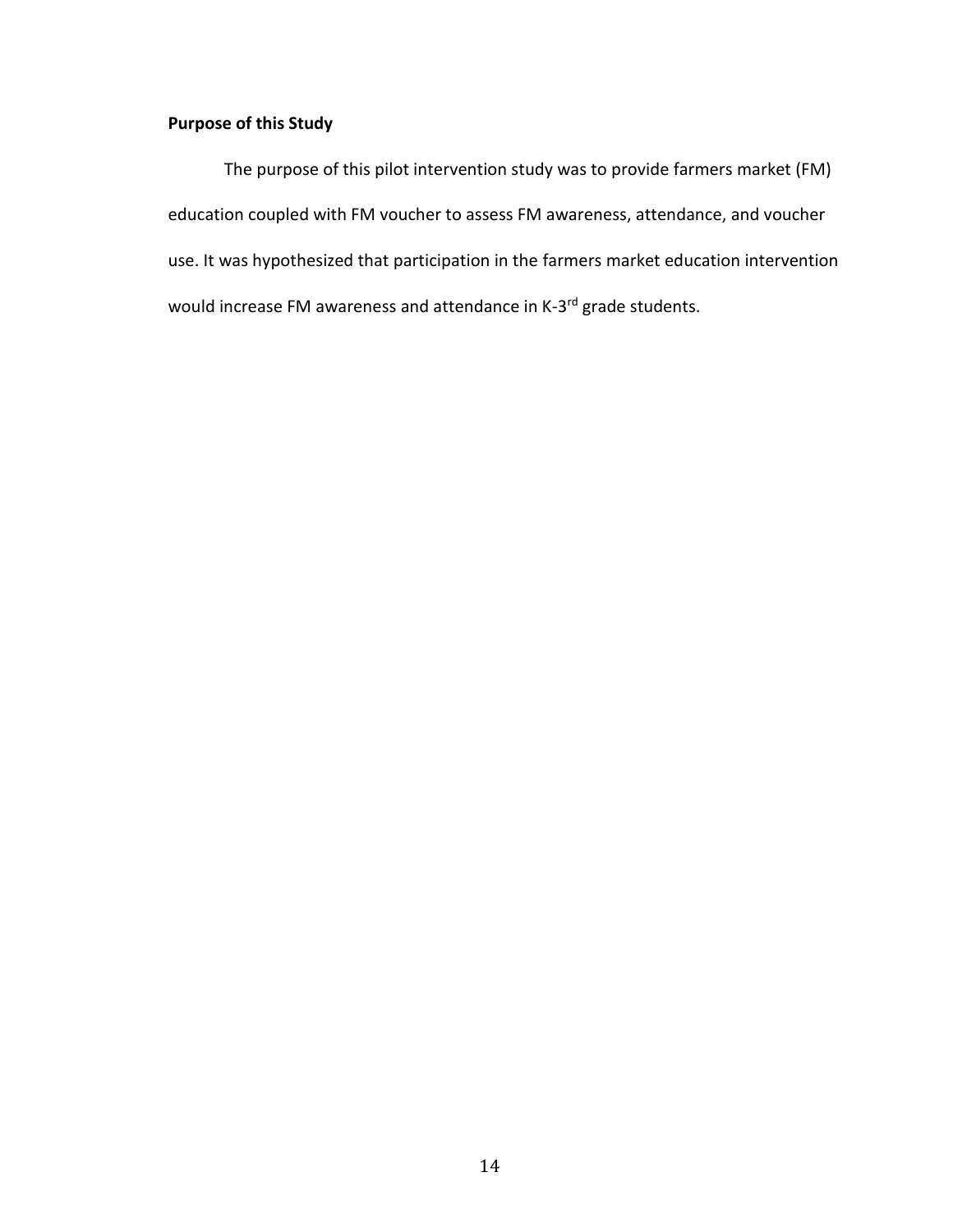**Purpose of this Study**

The purpose of this pilot intervention study was to provide farmers market (FM) education coupled with FM voucher to assess FM awareness, attendance, and voucher use. It was hypothesized that participation in the farmers market education intervention would increase FM awareness and attendance in K-3rd grade students.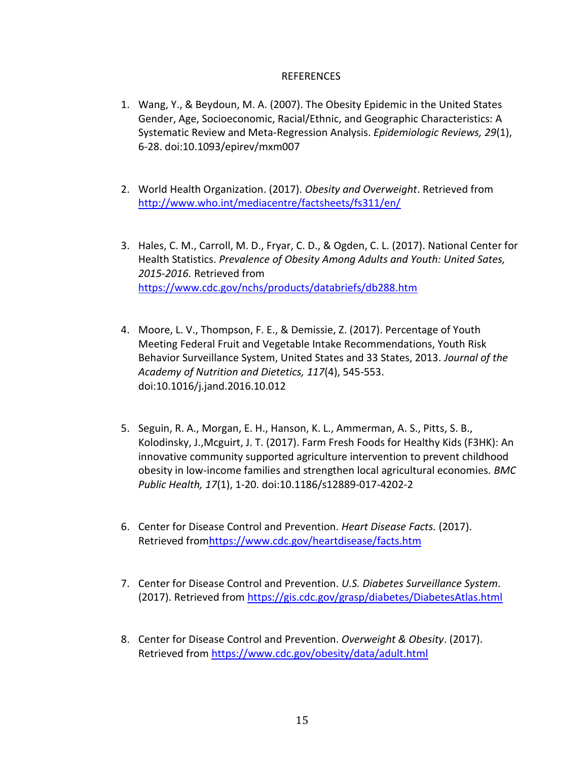# REFERENCES

1. Wang, Y., & Beydoun, M. A. (2007). The Obesity Epidemic in the United States Gender, Age, Socioeconomic, Racial/Ethnic, and Geographic Characteristics: A Systematic Review and Meta-Regression Analysis. *Epidemiologic Reviews, 29*(1), 6-28. doi:10.1093/epirev/mxm007

2. World Health Organization. (2017). *Obesity and Overweight*. Retrieved from http://www.who.int/mediacentre/factsheets/fs311/en/

3. Hales, C. M., Carroll, M. D., Fryar, C. D., & Ogden, C. L. (2017). National Center for Health Statistics. *Prevalence of Obesity Among Adults and Youth: United Sates, 2015-2016.* Retrieved from https://www.cdc.gov/nchs/products/databriefs/db288.htm

4. Moore, L. V., Thompson, F. E., & Demissie, Z. (2017). Percentage of Youth Meeting Federal Fruit and Vegetable Intake Recommendations, Youth Risk Behavior Surveillance System, United States and 33 States, 2013. *Journal of the Academy of Nutrition and Dietetics, 117*(4), 545-553. doi:10.1016/j.jand.2016.10.012

5. Seguin, R. A., Morgan, E. H., Hanson, K. L., Ammerman, A. S., Pitts, S. B., Kolodinsky, J.,Mcguirt, J. T. (2017). Farm Fresh Foods for Healthy Kids (F3HK): An innovative community supported agriculture intervention to prevent childhood obesity in low-income families and strengthen local agricultural economies. *BMC Public Health, 17*(1), 1-20. doi:10.1186/s12889-017-4202-2

6. Center for Disease Control and Prevention. *Heart Disease Facts.* (2017). Retrieved fromhttps://www.cdc.gov/heartdisease/facts.htm

7. Center for Disease Control and Prevention. *U.S. Diabetes Surveillance System*. (2017). Retrieved from https://gis.cdc.gov/grasp/diabetes/DiabetesAtlas.html

8. Center for Disease Control and Prevention. *Overweight & Obesity*. (2017). Retrieved from https://www.cdc.gov/obesity/data/adult.html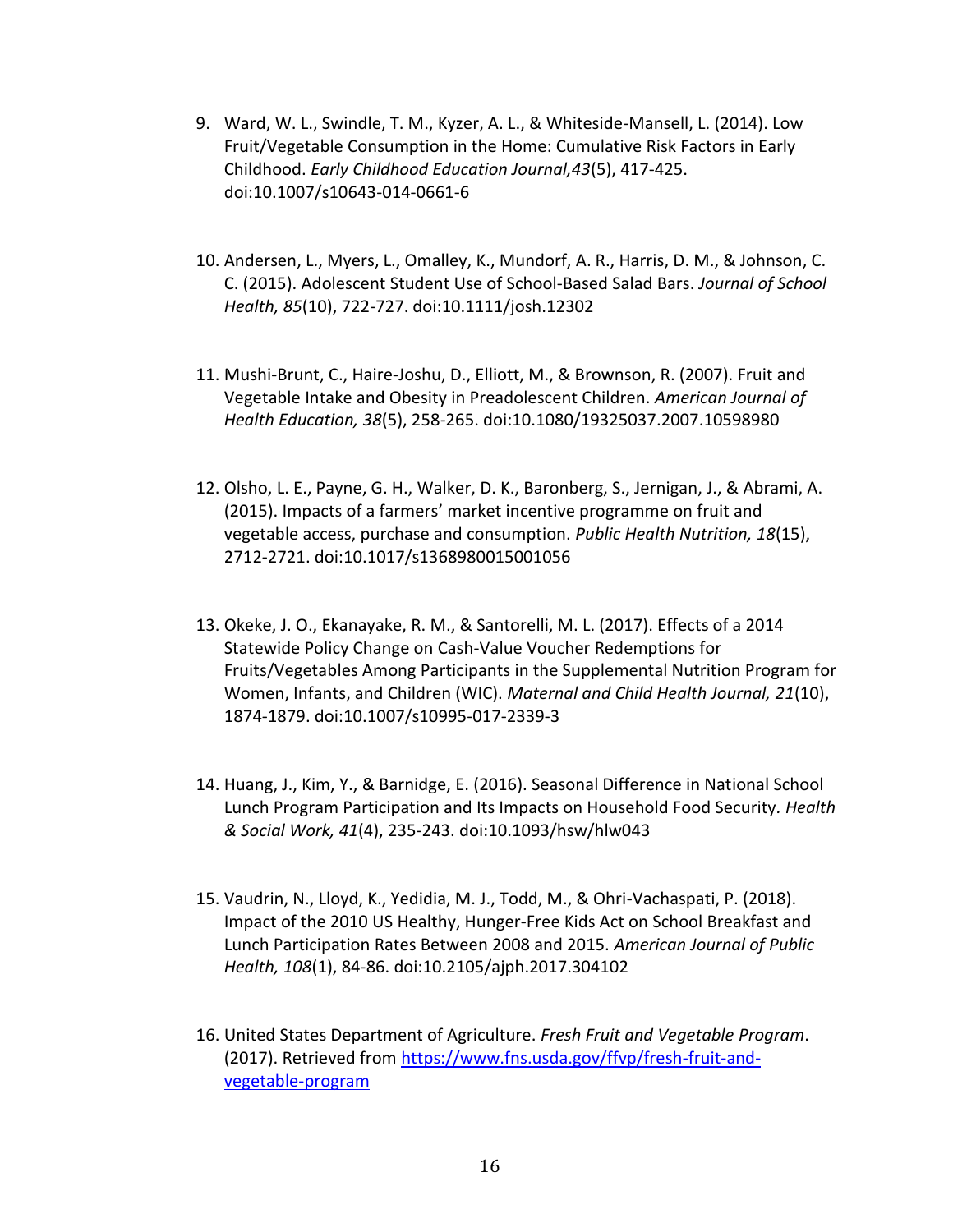9. Ward, W. L., Swindle, T. M., Kyzer, A. L., & Whiteside-Mansell, L. (2014). Low Fruit/Vegetable Consumption in the Home: Cumulative Risk Factors in Early Childhood. *Early Childhood Education Journal,43*(5), 417-425. doi:10.1007/s10643-014-0661-6

10. Andersen, L., Myers, L., Omalley, K., Mundorf, A. R., Harris, D. M., & Johnson, C. C. (2015). Adolescent Student Use of School-Based Salad Bars. *Journal of School Health, 85*(10), 722-727. doi:10.1111/josh.12302

11. Mushi-Brunt, C., Haire-Joshu, D., Elliott, M., & Brownson, R. (2007). Fruit and Vegetable Intake and Obesity in Preadolescent Children. *American Journal of Health Education, 38*(5), 258-265. doi:10.1080/19325037.2007.10598980

12. Olsho, L. E., Payne, G. H., Walker, D. K., Baronberg, S., Jernigan, J., & Abrami, A. (2015). Impacts of a farmers' market incentive programme on fruit and vegetable access, purchase and consumption. *Public Health Nutrition, 18*(15), 2712-2721. doi:10.1017/s1368980015001056

13. Okeke, J. O., Ekanayake, R. M., & Santorelli, M. L. (2017). Effects of a 2014 Statewide Policy Change on Cash-Value Voucher Redemptions for Fruits/Vegetables Among Participants in the Supplemental Nutrition Program for Women, Infants, and Children (WIC). *Maternal and Child Health Journal, 21*(10), 1874-1879. doi:10.1007/s10995-017-2339-3

14. Huang, J., Kim, Y., & Barnidge, E. (2016). Seasonal Difference in National School Lunch Program Participation and Its Impacts on Household Food Security. *Health & Social Work, 41*(4), 235-243. doi:10.1093/hsw/hlw043

15. Vaudrin, N., Lloyd, K., Yedidia, M. J., Todd, M., & Ohri-Vachaspati, P. (2018). Impact of the 2010 US Healthy, Hunger-Free Kids Act on School Breakfast and Lunch Participation Rates Between 2008 and 2015. *American Journal of Public Health, 108*(1), 84-86. doi:10.2105/ajph.2017.304102

16. United States Department of Agriculture. *Fresh Fruit and Vegetable Program*. (2017). Retrieved from https://www.fns.usda.gov/ffvp/fresh-fruit-and-vegetable-program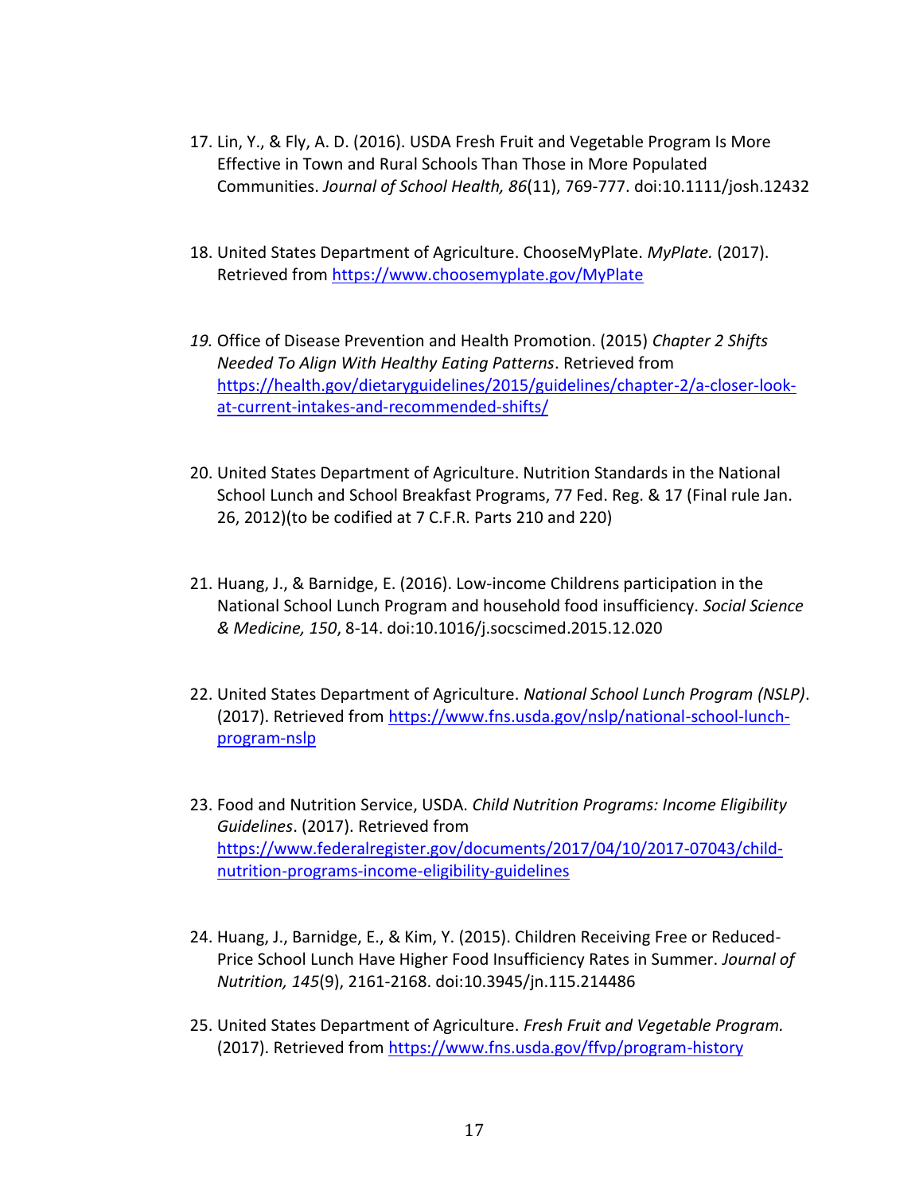17. Lin, Y., & Fly, A. D. (2016). USDA Fresh Fruit and Vegetable Program Is More Effective in Town and Rural Schools Than Those in More Populated Communities. *Journal of School Health, 86*(11), 769-777. doi:10.1111/josh.12432

18. United States Department of Agriculture. ChooseMyPlate. *MyPlate.* (2017). Retrieved from https://www.choosemyplate.gov/MyPlate

*19.* Office of Disease Prevention and Health Promotion. (2015) *Chapter 2 Shifts Needed To Align With Healthy Eating Patterns*. Retrieved from https://health.gov/dietaryguidelines/2015/guidelines/chapter-2/a-closer-look-at-current-intakes-and-recommended-shifts/

20. United States Department of Agriculture. Nutrition Standards in the National School Lunch and School Breakfast Programs, 77 Fed. Reg. & 17 (Final rule Jan. 26, 2012)(to be codified at 7 C.F.R. Parts 210 and 220)

21. Huang, J., & Barnidge, E. (2016). Low-income Childrens participation in the National School Lunch Program and household food insufficiency. *Social Science & Medicine, 150*, 8-14. doi:10.1016/j.socscimed.2015.12.020

22. United States Department of Agriculture. *National School Lunch Program (NSLP)*. (2017). Retrieved from https://www.fns.usda.gov/nslp/national-school-lunch-program-nslp

23. Food and Nutrition Service, USDA. *Child Nutrition Programs: Income Eligibility Guidelines*. (2017). Retrieved from https://www.federalregister.gov/documents/2017/04/10/2017-07043/child-nutrition-programs-income-eligibility-guidelines

24. Huang, J., Barnidge, E., & Kim, Y. (2015). Children Receiving Free or Reduced-Price School Lunch Have Higher Food Insufficiency Rates in Summer. *Journal of Nutrition, 145*(9), 2161-2168. doi:10.3945/jn.115.214486

25. United States Department of Agriculture. *Fresh Fruit and Vegetable Program.* (2017). Retrieved from https://www.fns.usda.gov/ffvp/program-history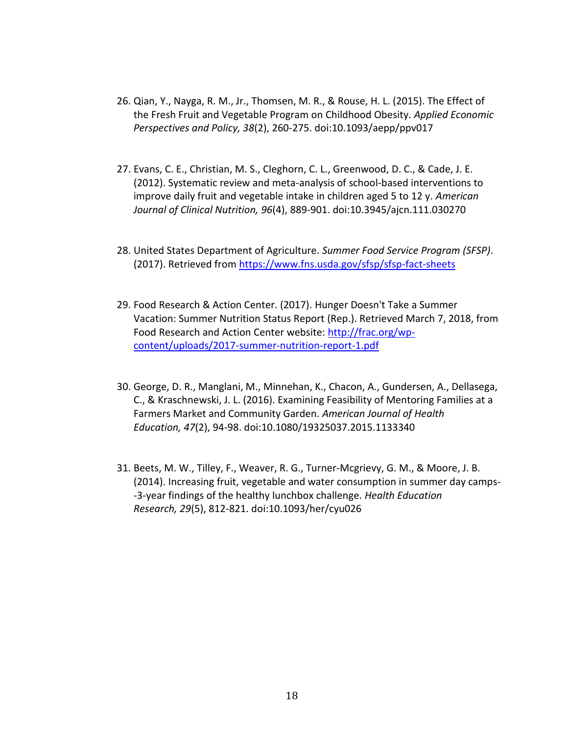26. Qian, Y., Nayga, R. M., Jr., Thomsen, M. R., & Rouse, H. L. (2015). The Effect of the Fresh Fruit and Vegetable Program on Childhood Obesity. *Applied Economic Perspectives and Policy, 38*(2), 260-275. doi:10.1093/aepp/ppv017

27. Evans, C. E., Christian, M. S., Cleghorn, C. L., Greenwood, D. C., & Cade, J. E. (2012). Systematic review and meta-analysis of school-based interventions to improve daily fruit and vegetable intake in children aged 5 to 12 y. *American Journal of Clinical Nutrition, 96*(4), 889-901. doi:10.3945/ajcn.111.030270

28. United States Department of Agriculture. *Summer Food Service Program (SFSP)*. (2017). Retrieved from [https://www.fns.usda.gov/sfsp/sfsp-fact-sheets](https://www.fns.usda.gov/sfsp/sfsp-fact-sheets)

29. Food Research & Action Center. (2017). Hunger Doesn't Take a Summer Vacation: Summer Nutrition Status Report (Rep.). Retrieved March 7, 2018, from Food Research and Action Center website: [http://frac.org/wp-content/uploads/2017-summer-nutrition-report-1.pdf](http://frac.org/wp-content/uploads/2017-summer-nutrition-report-1.pdf)

30. George, D. R., Manglani, M., Minnehan, K., Chacon, A., Gundersen, A., Dellasega, C., & Kraschnewski, J. L. (2016). Examining Feasibility of Mentoring Families at a Farmers Market and Community Garden. *American Journal of Health Education, 47*(2), 94-98. doi:10.1080/19325037.2015.1133340

31. Beets, M. W., Tilley, F., Weaver, R. G., Turner-Mcgrievy, G. M., & Moore, J. B. (2014). Increasing fruit, vegetable and water consumption in summer day camps--3-year findings of the healthy lunchbox challenge. *Health Education Research, 29*(5), 812-821. doi:10.1093/her/cyu026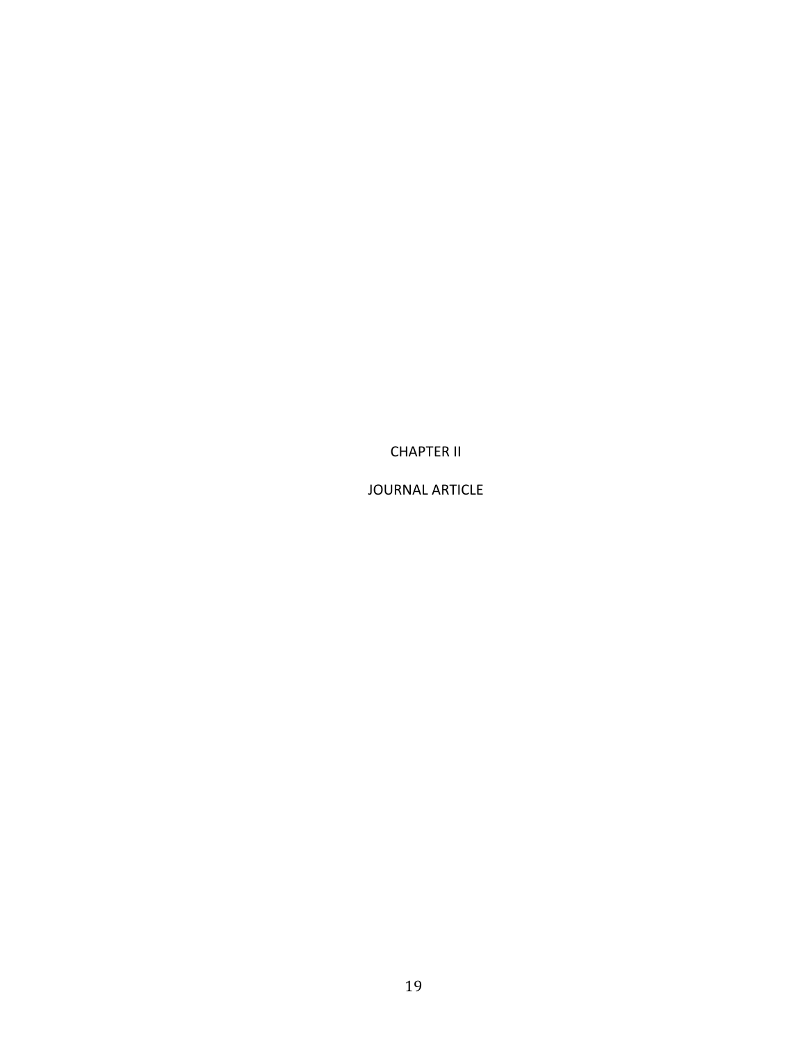# CHAPTER II

# JOURNAL ARTICLE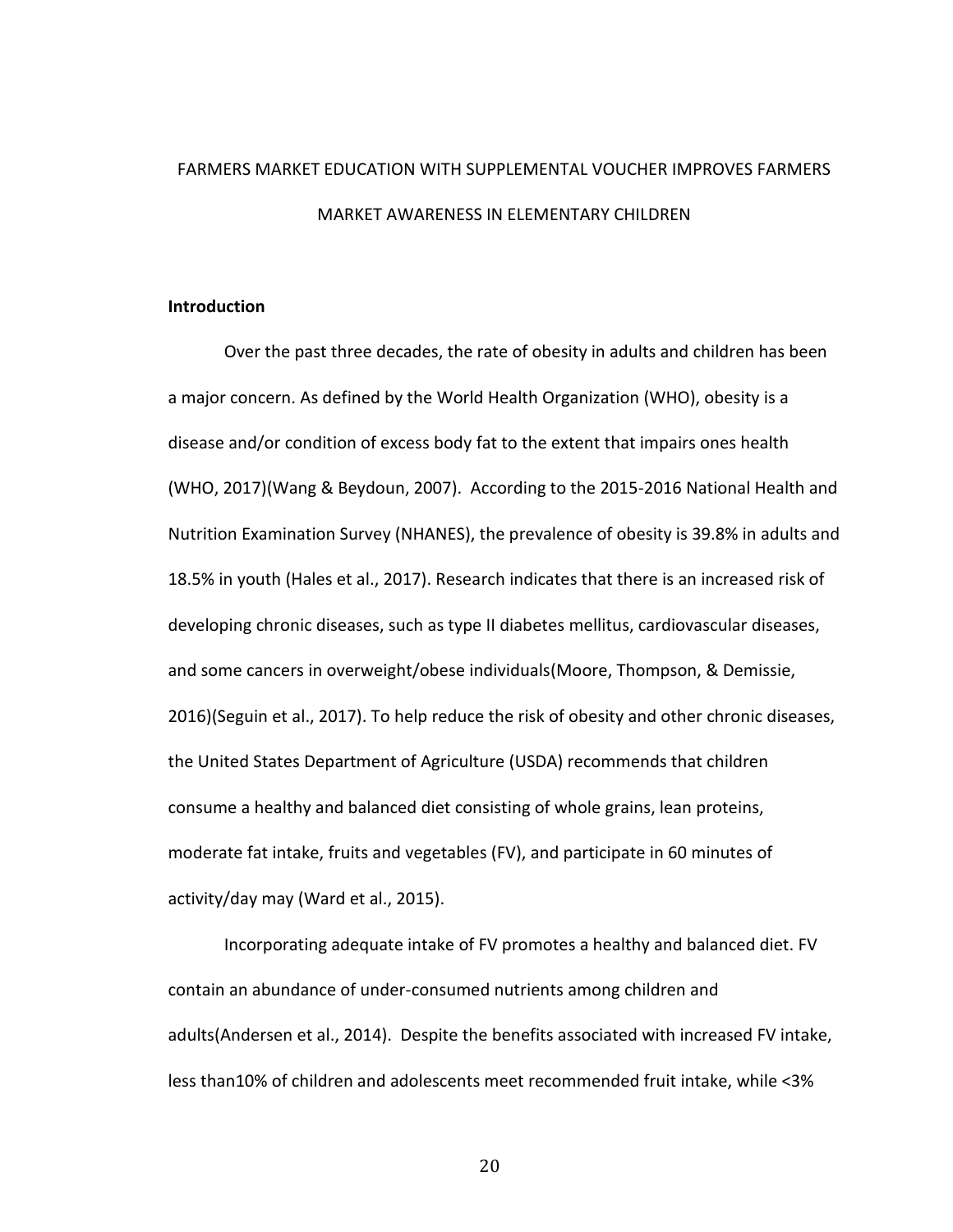# FARMERS MARKET EDUCATION WITH SUPPLEMENTAL VOUCHER IMPROVES FARMERS MARKET AWARENESS IN ELEMENTARY CHILDREN

## Introduction

Over the past three decades, the rate of obesity in adults and children has been a major concern. As defined by the World Health Organization (WHO), obesity is a disease and/or condition of excess body fat to the extent that impairs ones health (WHO, 2017)(Wang & Beydoun, 2007). According to the 2015-2016 National Health and Nutrition Examination Survey (NHANES), the prevalence of obesity is 39.8% in adults and 18.5% in youth (Hales et al., 2017). Research indicates that there is an increased risk of developing chronic diseases, such as type II diabetes mellitus, cardiovascular diseases, and some cancers in overweight/obese individuals(Moore, Thompson, & Demissie, 2016)(Seguin et al., 2017). To help reduce the risk of obesity and other chronic diseases, the United States Department of Agriculture (USDA) recommends that children consume a healthy and balanced diet consisting of whole grains, lean proteins, moderate fat intake, fruits and vegetables (FV), and participate in 60 minutes of activity/day may (Ward et al., 2015).

Incorporating adequate intake of FV promotes a healthy and balanced diet. FV contain an abundance of under-consumed nutrients among children and adults(Andersen et al., 2014). Despite the benefits associated with increased FV intake, less than10% of children and adolescents meet recommended fruit intake, while <3%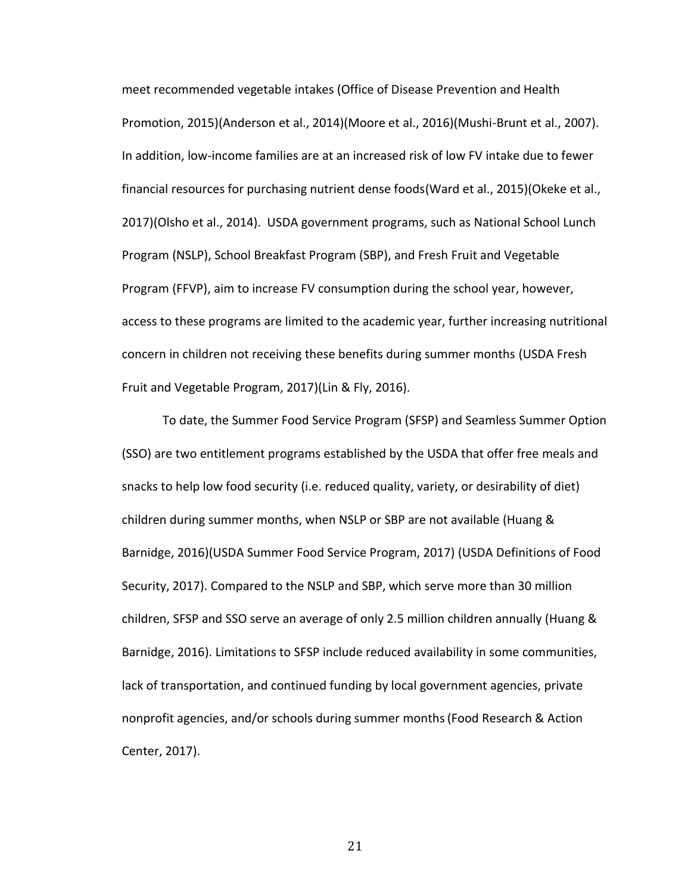meet recommended vegetable intakes (Office of Disease Prevention and Health Promotion, 2015)(Anderson et al., 2014)(Moore et al., 2016)(Mushi-Brunt et al., 2007). In addition, low-income families are at an increased risk of low FV intake due to fewer financial resources for purchasing nutrient dense foods(Ward et al., 2015)(Okeke et al., 2017)(Olsho et al., 2014). USDA government programs, such as National School Lunch Program (NSLP), School Breakfast Program (SBP), and Fresh Fruit and Vegetable Program (FFVP), aim to increase FV consumption during the school year, however, access to these programs are limited to the academic year, further increasing nutritional concern in children not receiving these benefits during summer months (USDA Fresh Fruit and Vegetable Program, 2017)(Lin & Fly, 2016).

To date, the Summer Food Service Program (SFSP) and Seamless Summer Option (SSO) are two entitlement programs established by the USDA that offer free meals and snacks to help low food security (i.e. reduced quality, variety, or desirability of diet) children during summer months, when NSLP or SBP are not available (Huang & Barnidge, 2016)(USDA Summer Food Service Program, 2017) (USDA Definitions of Food Security, 2017). Compared to the NSLP and SBP, which serve more than 30 million children, SFSP and SSO serve an average of only 2.5 million children annually (Huang & Barnidge, 2016). Limitations to SFSP include reduced availability in some communities, lack of transportation, and continued funding by local government agencies, private nonprofit agencies, and/or schools during summer months (Food Research & Action Center, 2017).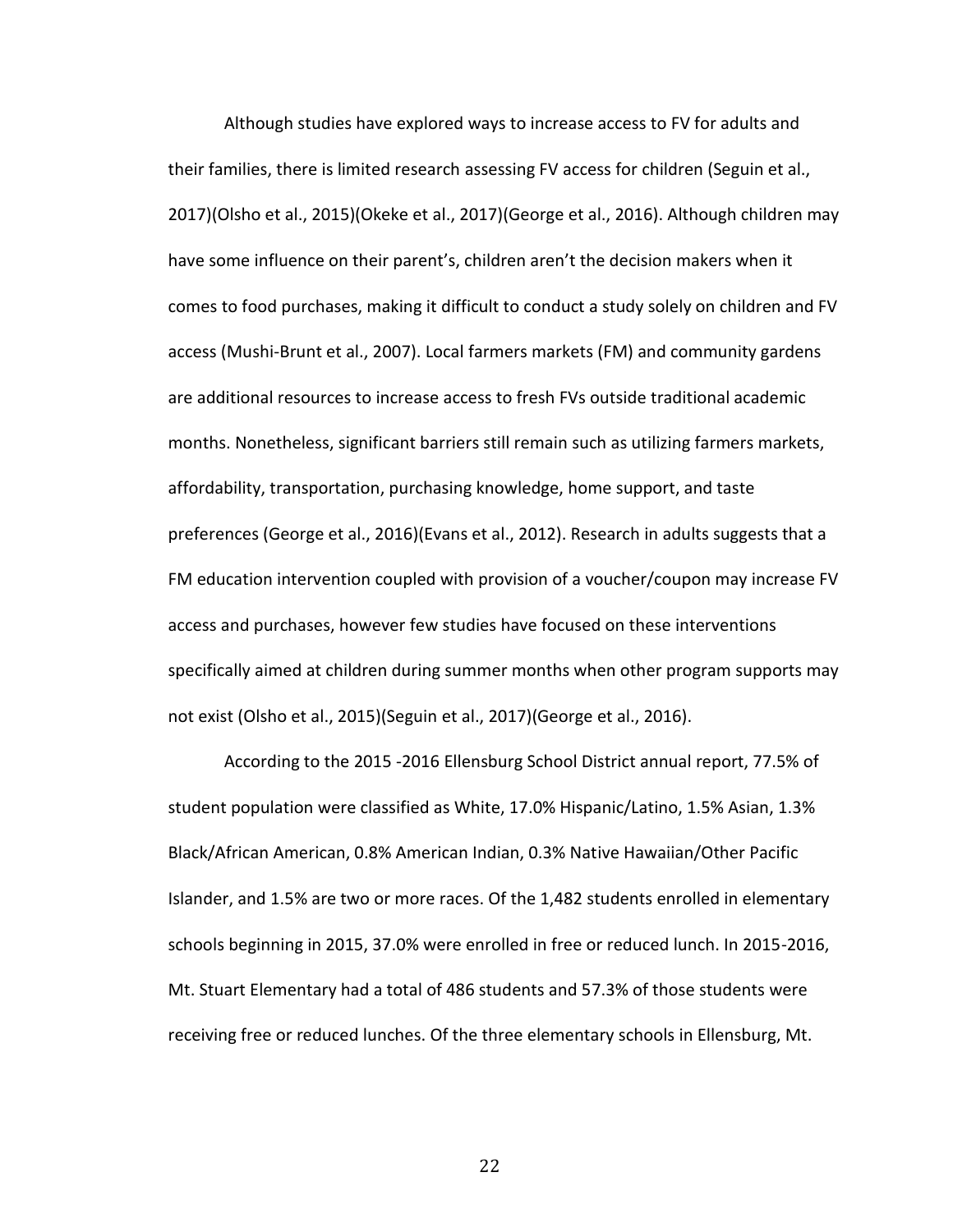Although studies have explored ways to increase access to FV for adults and their families, there is limited research assessing FV access for children (Seguin et al., 2017)(Olsho et al., 2015)(Okeke et al., 2017)(George et al., 2016). Although children may have some influence on their parent's, children aren't the decision makers when it comes to food purchases, making it difficult to conduct a study solely on children and FV access (Mushi-Brunt et al., 2007). Local farmers markets (FM) and community gardens are additional resources to increase access to fresh FVs outside traditional academic months. Nonetheless, significant barriers still remain such as utilizing farmers markets, affordability, transportation, purchasing knowledge, home support, and taste preferences (George et al., 2016)(Evans et al., 2012). Research in adults suggests that a FM education intervention coupled with provision of a voucher/coupon may increase FV access and purchases, however few studies have focused on these interventions specifically aimed at children during summer months when other program supports may not exist (Olsho et al., 2015)(Seguin et al., 2017)(George et al., 2016).

According to the 2015 -2016 Ellensburg School District annual report, 77.5% of student population were classified as White, 17.0% Hispanic/Latino, 1.5% Asian, 1.3% Black/African American, 0.8% American Indian, 0.3% Native Hawaiian/Other Pacific Islander, and 1.5% are two or more races. Of the 1,482 students enrolled in elementary schools beginning in 2015, 37.0% were enrolled in free or reduced lunch. In 2015-2016, Mt. Stuart Elementary had a total of 486 students and 57.3% of those students were receiving free or reduced lunches. Of the three elementary schools in Ellensburg, Mt.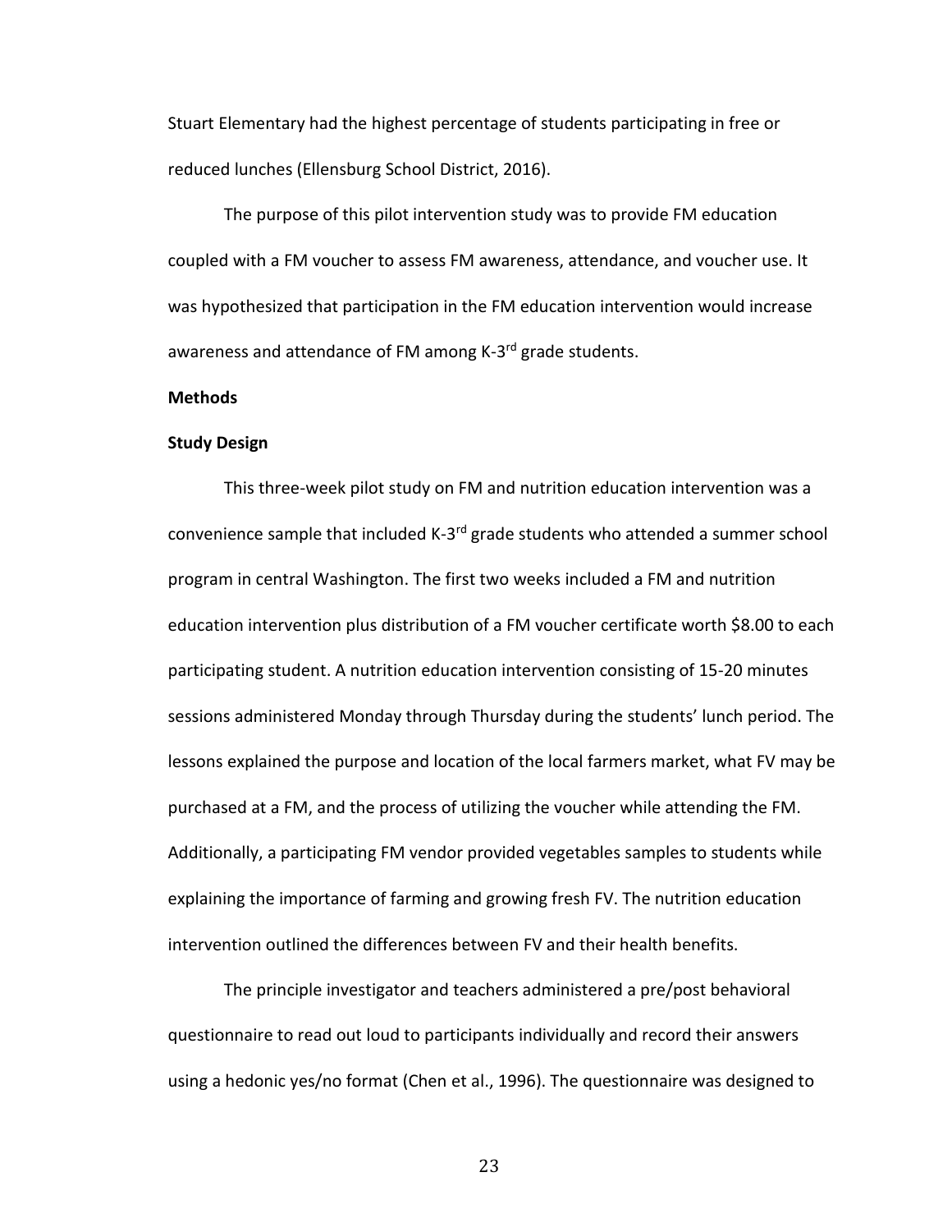Stuart Elementary had the highest percentage of students participating in free or reduced lunches (Ellensburg School District, 2016).

The purpose of this pilot intervention study was to provide FM education coupled with a FM voucher to assess FM awareness, attendance, and voucher use. It was hypothesized that participation in the FM education intervention would increase awareness and attendance of FM among K-3rd grade students.

## Methods

### Study Design

This three-week pilot study on FM and nutrition education intervention was a convenience sample that included K-3rd grade students who attended a summer school program in central Washington. The first two weeks included a FM and nutrition education intervention plus distribution of a FM voucher certificate worth $8.00 to each participating student. A nutrition education intervention consisting of 15-20 minutes sessions administered Monday through Thursday during the students' lunch period. The lessons explained the purpose and location of the local farmers market, what FV may be purchased at a FM, and the process of utilizing the voucher while attending the FM. Additionally, a participating FM vendor provided vegetables samples to students while explaining the importance of farming and growing fresh FV. The nutrition education intervention outlined the differences between FV and their health benefits.

The principle investigator and teachers administered a pre/post behavioral questionnaire to read out loud to participants individually and record their answers using a hedonic yes/no format (Chen et al., 1996). The questionnaire was designed to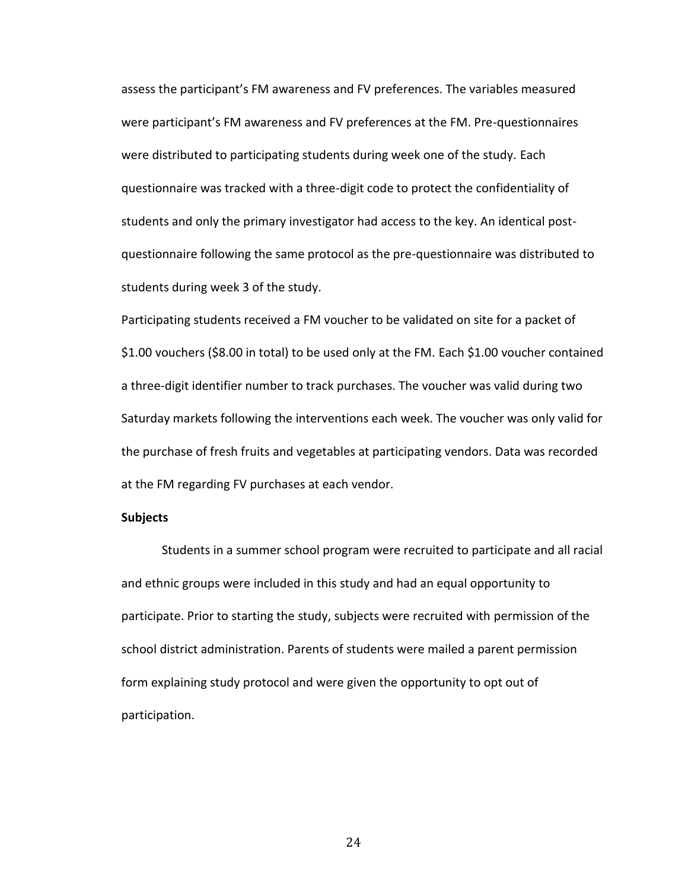assess the participant's FM awareness and FV preferences. The variables measured were participant's FM awareness and FV preferences at the FM. Pre-questionnaires were distributed to participating students during week one of the study. Each questionnaire was tracked with a three-digit code to protect the confidentiality of students and only the primary investigator had access to the key. An identical post-questionnaire following the same protocol as the pre-questionnaire was distributed to students during week 3 of the study.

Participating students received a FM voucher to be validated on site for a packet of $1.00 vouchers ($8.00 in total) to be used only at the FM. Each $1.00 voucher contained a three-digit identifier number to track purchases. The voucher was valid during two Saturday markets following the interventions each week. The voucher was only valid for the purchase of fresh fruits and vegetables at participating vendors. Data was recorded at the FM regarding FV purchases at each vendor.

**Subjects**

Students in a summer school program were recruited to participate and all racial and ethnic groups were included in this study and had an equal opportunity to participate. Prior to starting the study, subjects were recruited with permission of the school district administration. Parents of students were mailed a parent permission form explaining study protocol and were given the opportunity to opt out of participation.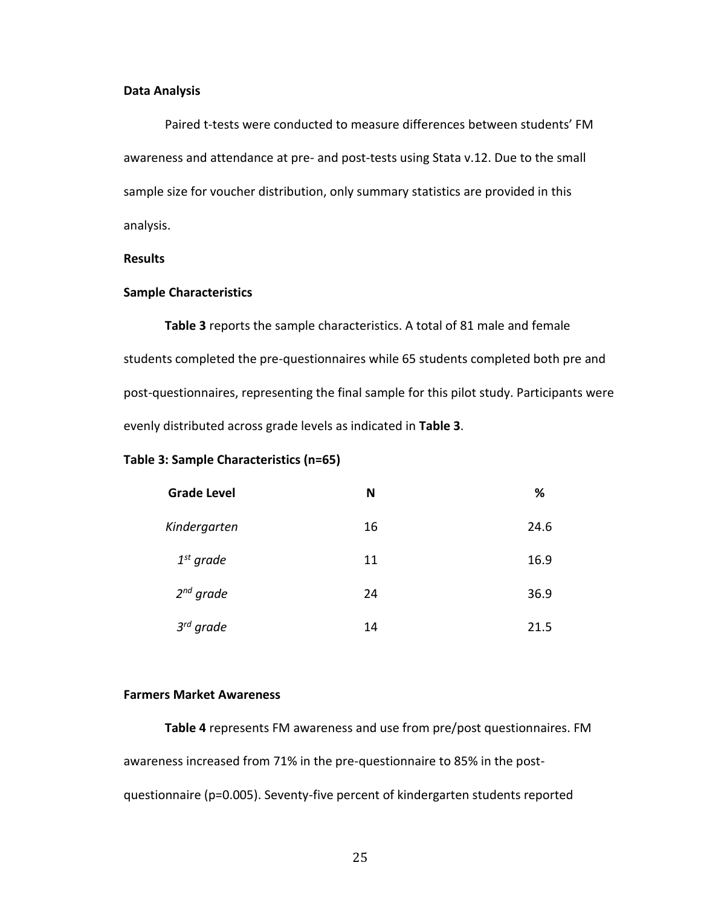**Data Analysis**

Paired t-tests were conducted to measure differences between students' FM awareness and attendance at pre- and post-tests using Stata v.12. Due to the small sample size for voucher distribution, only summary statistics are provided in this analysis.

**Results**

**Sample Characteristics**

**Table 3** reports the sample characteristics. A total of 81 male and female students completed the pre-questionnaires while 65 students completed both pre and post-questionnaires, representing the final sample for this pilot study. Participants were evenly distributed across grade levels as indicated in **Table 3**.

**Table 3: Sample Characteristics (n=65)**

| **Grade Level** | **N** | **%** |
|---|---|---|
| *Kindergarten* | 16 | 24.6 |
| *1st grade* | 11 | 16.9 |
| *2nd grade* | 24 | 36.9 |
| *3rd grade* | 14 | 21.5 |

**Farmers Market Awareness**

**Table 4** represents FM awareness and use from pre/post questionnaires. FM awareness increased from 71% in the pre-questionnaire to 85% in the post-questionnaire ($p=0.005$). Seventy-five percent of kindergarten students reported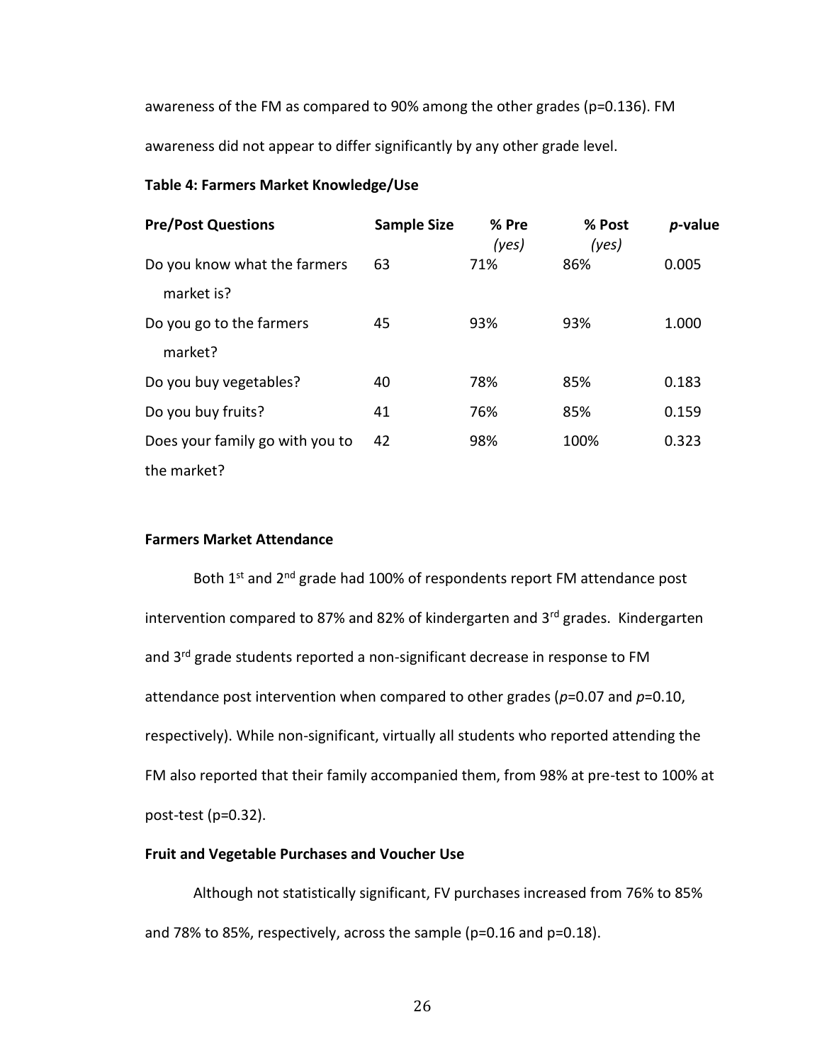awareness of the FM as compared to 90% among the other grades (p=0.136). FM awareness did not appear to differ significantly by any other grade level.

**Table 4: Farmers Market Knowledge/Use**

| Pre/Post Questions | Sample Size | % Pre *(yes)* | % Post *(yes)* | *p*-value |
|---|---|---|---|---|
| Do you know what the farmers market is? | 63 | 71% | 86% | 0.005 |
| Do you go to the farmers market? | 45 | 93% | 93% | 1.000 |
| Do you buy vegetables? | 40 | 78% | 85% | 0.183 |
| Do you buy fruits? | 41 | 76% | 85% | 0.159 |
| Does your family go with you to the market? | 42 | 98% | 100% | 0.323 |

**Farmers Market Attendance**

Both 1st and 2nd grade had 100% of respondents report FM attendance post intervention compared to 87% and 82% of kindergarten and 3rd grades. Kindergarten and 3rd grade students reported a non-significant decrease in response to FM attendance post intervention when compared to other grades ($p$=0.07 and $p$=0.10, respectively). While non-significant, virtually all students who reported attending the FM also reported that their family accompanied them, from 98% at pre-test to 100% at post-test (p=0.32).

**Fruit and Vegetable Purchases and Voucher Use**

Although not statistically significant, FV purchases increased from 76% to 85% and 78% to 85%, respectively, across the sample (p=0.16 and p=0.18).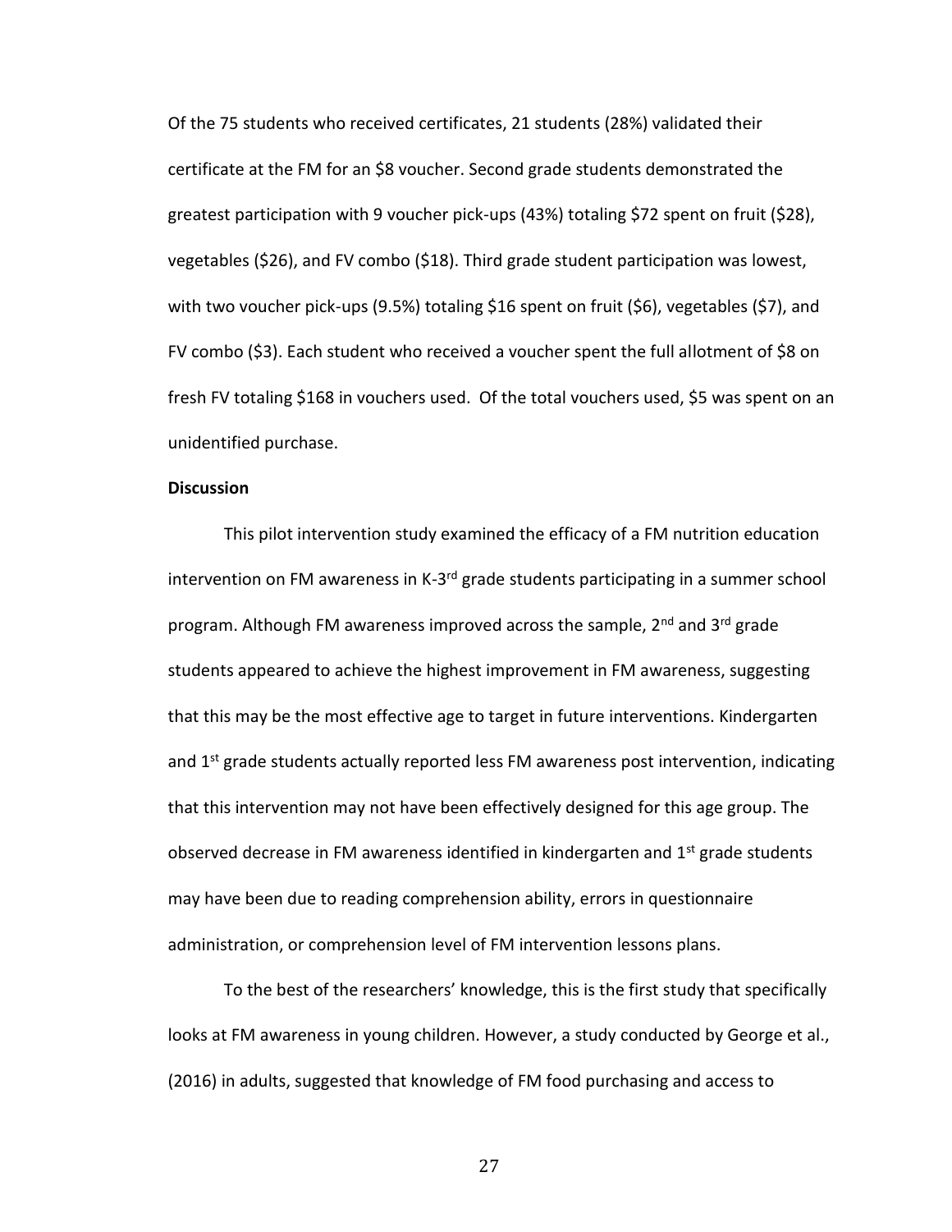Of the 75 students who received certificates, 21 students (28%) validated their certificate at the FM for an $8 voucher. Second grade students demonstrated the greatest participation with 9 voucher pick-ups (43%) totaling $72 spent on fruit ($28), vegetables ($26), and FV combo ($18). Third grade student participation was lowest, with two voucher pick-ups (9.5%) totaling $16 spent on fruit ($6), vegetables ($7), and FV combo ($3). Each student who received a voucher spent the full allotment of $8 on fresh FV totaling $168 in vouchers used. Of the total vouchers used, $5 was spent on an unidentified purchase.

**Discussion**

This pilot intervention study examined the efficacy of a FM nutrition education intervention on FM awareness in K-3rd grade students participating in a summer school program. Although FM awareness improved across the sample, 2nd and 3rd grade students appeared to achieve the highest improvement in FM awareness, suggesting that this may be the most effective age to target in future interventions. Kindergarten and 1st grade students actually reported less FM awareness post intervention, indicating that this intervention may not have been effectively designed for this age group. The observed decrease in FM awareness identified in kindergarten and 1st grade students may have been due to reading comprehension ability, errors in questionnaire administration, or comprehension level of FM intervention lessons plans.

To the best of the researchers' knowledge, this is the first study that specifically looks at FM awareness in young children. However, a study conducted by George et al., (2016) in adults, suggested that knowledge of FM food purchasing and access to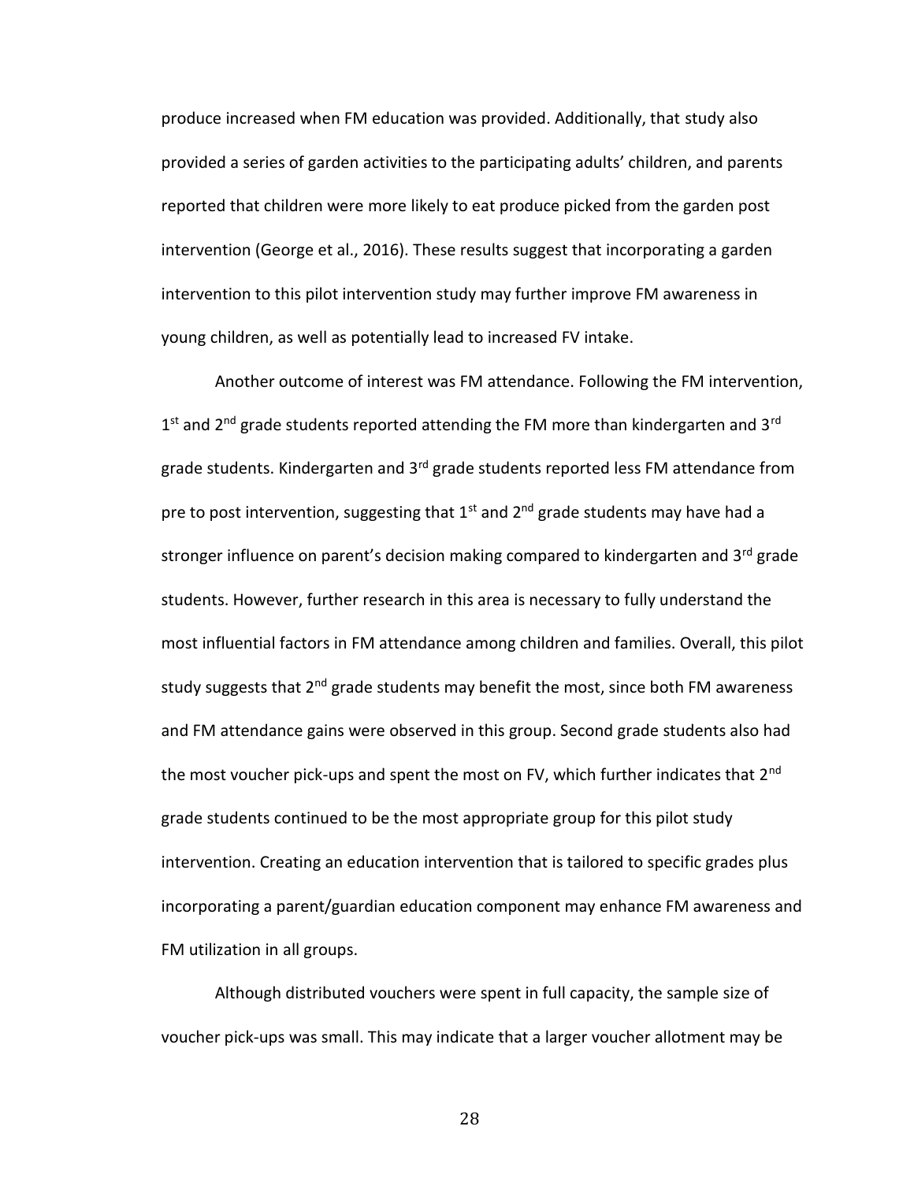produce increased when FM education was provided. Additionally, that study also provided a series of garden activities to the participating adults' children, and parents reported that children were more likely to eat produce picked from the garden post intervention (George et al., 2016). These results suggest that incorporating a garden intervention to this pilot intervention study may further improve FM awareness in young children, as well as potentially lead to increased FV intake.

Another outcome of interest was FM attendance. Following the FM intervention, 1st and 2nd grade students reported attending the FM more than kindergarten and 3rd grade students. Kindergarten and 3rd grade students reported less FM attendance from pre to post intervention, suggesting that 1st and 2nd grade students may have had a stronger influence on parent's decision making compared to kindergarten and 3rd grade students. However, further research in this area is necessary to fully understand the most influential factors in FM attendance among children and families. Overall, this pilot study suggests that 2nd grade students may benefit the most, since both FM awareness and FM attendance gains were observed in this group. Second grade students also had the most voucher pick-ups and spent the most on FV, which further indicates that 2nd grade students continued to be the most appropriate group for this pilot study intervention. Creating an education intervention that is tailored to specific grades plus incorporating a parent/guardian education component may enhance FM awareness and FM utilization in all groups.

Although distributed vouchers were spent in full capacity, the sample size of voucher pick-ups was small. This may indicate that a larger voucher allotment may be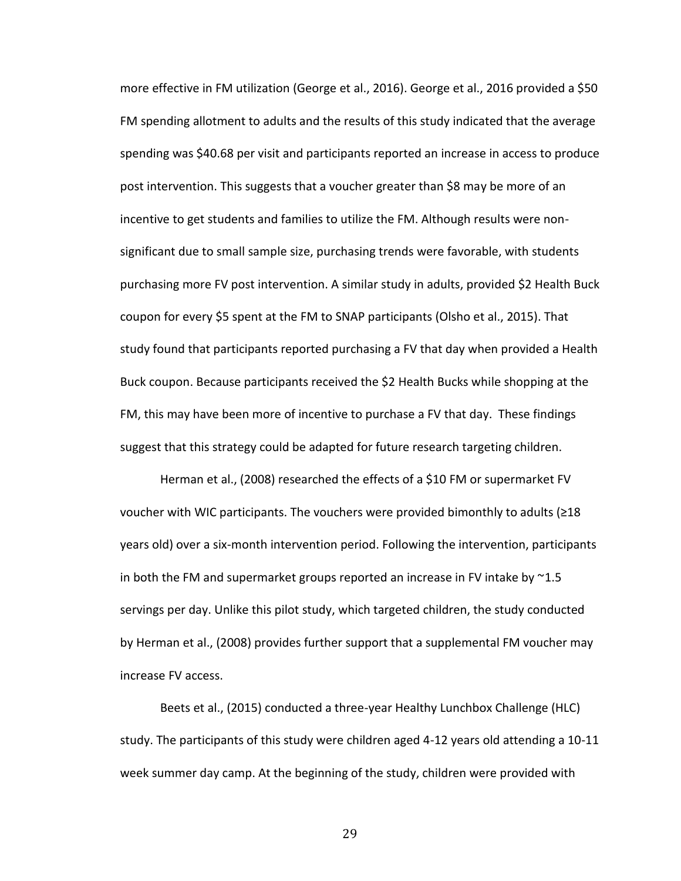more effective in FM utilization (George et al., 2016). George et al., 2016 provided a $50 FM spending allotment to adults and the results of this study indicated that the average spending was $40.68 per visit and participants reported an increase in access to produce post intervention. This suggests that a voucher greater than $8 may be more of an incentive to get students and families to utilize the FM. Although results were non-significant due to small sample size, purchasing trends were favorable, with students purchasing more FV post intervention. A similar study in adults, provided $2 Health Buck coupon for every $5 spent at the FM to SNAP participants (Olsho et al., 2015). That study found that participants reported purchasing a FV that day when provided a Health Buck coupon. Because participants received the $2 Health Bucks while shopping at the FM, this may have been more of incentive to purchase a FV that day. These findings suggest that this strategy could be adapted for future research targeting children.

Herman et al., (2008) researched the effects of a $10 FM or supermarket FV voucher with WIC participants. The vouchers were provided bimonthly to adults (≥18 years old) over a six-month intervention period. Following the intervention, participants in both the FM and supermarket groups reported an increase in FV intake by ~1.5 servings per day. Unlike this pilot study, which targeted children, the study conducted by Herman et al., (2008) provides further support that a supplemental FM voucher may increase FV access.

Beets et al., (2015) conducted a three-year Healthy Lunchbox Challenge (HLC) study. The participants of this study were children aged 4-12 years old attending a 10-11 week summer day camp. At the beginning of the study, children were provided with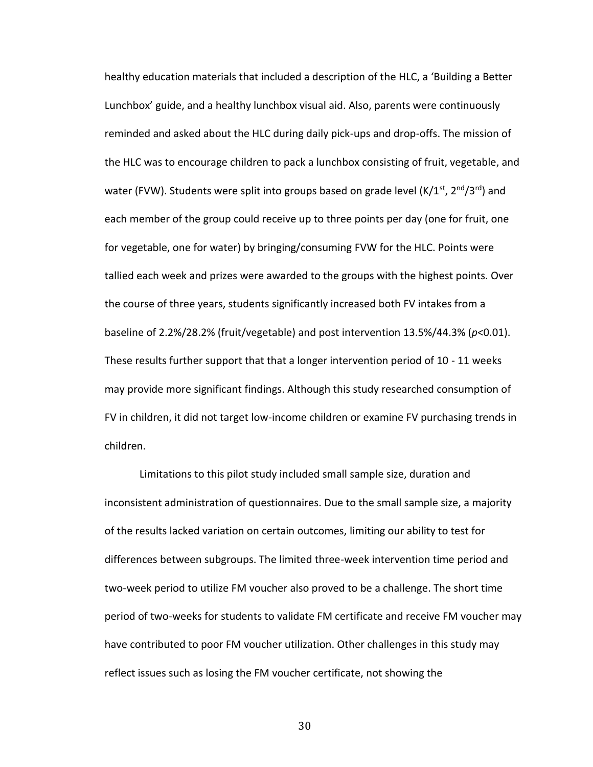healthy education materials that included a description of the HLC, a 'Building a Better Lunchbox' guide, and a healthy lunchbox visual aid. Also, parents were continuously reminded and asked about the HLC during daily pick-ups and drop-offs. The mission of the HLC was to encourage children to pack a lunchbox consisting of fruit, vegetable, and water (FVW). Students were split into groups based on grade level (K/1$^{st}$, 2$^{nd}$/3$^{rd}$) and each member of the group could receive up to three points per day (one for fruit, one for vegetable, one for water) by bringing/consuming FVW for the HLC. Points were tallied each week and prizes were awarded to the groups with the highest points. Over the course of three years, students significantly increased both FV intakes from a baseline of 2.2%/28.2% (fruit/vegetable) and post intervention 13.5%/44.3% ($p$<0.01). These results further support that that a longer intervention period of 10 - 11 weeks may provide more significant findings. Although this study researched consumption of FV in children, it did not target low-income children or examine FV purchasing trends in children.

Limitations to this pilot study included small sample size, duration and inconsistent administration of questionnaires. Due to the small sample size, a majority of the results lacked variation on certain outcomes, limiting our ability to test for differences between subgroups. The limited three-week intervention time period and two-week period to utilize FM voucher also proved to be a challenge. The short time period of two-weeks for students to validate FM certificate and receive FM voucher may have contributed to poor FM voucher utilization. Other challenges in this study may reflect issues such as losing the FM voucher certificate, not showing the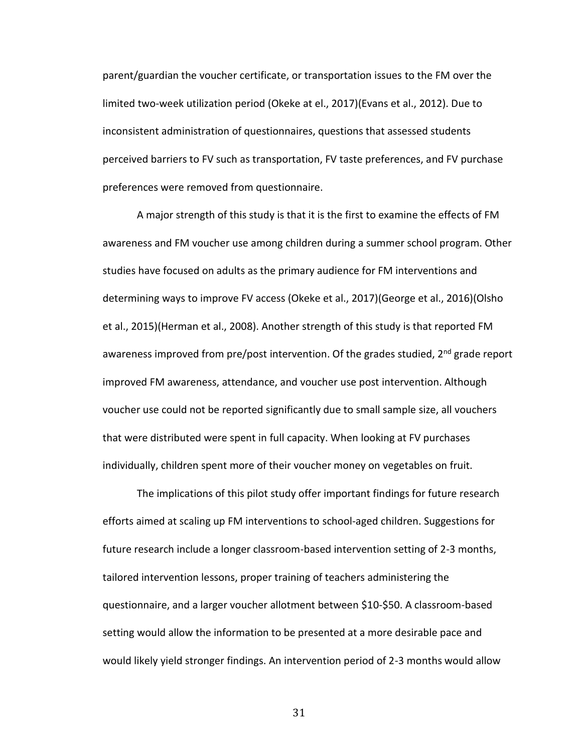parent/guardian the voucher certificate, or transportation issues to the FM over the limited two-week utilization period (Okeke at el., 2017)(Evans et al., 2012). Due to inconsistent administration of questionnaires, questions that assessed students perceived barriers to FV such as transportation, FV taste preferences, and FV purchase preferences were removed from questionnaire.

A major strength of this study is that it is the first to examine the effects of FM awareness and FM voucher use among children during a summer school program. Other studies have focused on adults as the primary audience for FM interventions and determining ways to improve FV access (Okeke et al., 2017)(George et al., 2016)(Olsho et al., 2015)(Herman et al., 2008). Another strength of this study is that reported FM awareness improved from pre/post intervention. Of the grades studied, 2nd grade report improved FM awareness, attendance, and voucher use post intervention. Although voucher use could not be reported significantly due to small sample size, all vouchers that were distributed were spent in full capacity. When looking at FV purchases individually, children spent more of their voucher money on vegetables on fruit.

The implications of this pilot study offer important findings for future research efforts aimed at scaling up FM interventions to school-aged children. Suggestions for future research include a longer classroom-based intervention setting of 2-3 months, tailored intervention lessons, proper training of teachers administering the questionnaire, and a larger voucher allotment between $10-$50. A classroom-based setting would allow the information to be presented at a more desirable pace and would likely yield stronger findings. An intervention period of 2-3 months would allow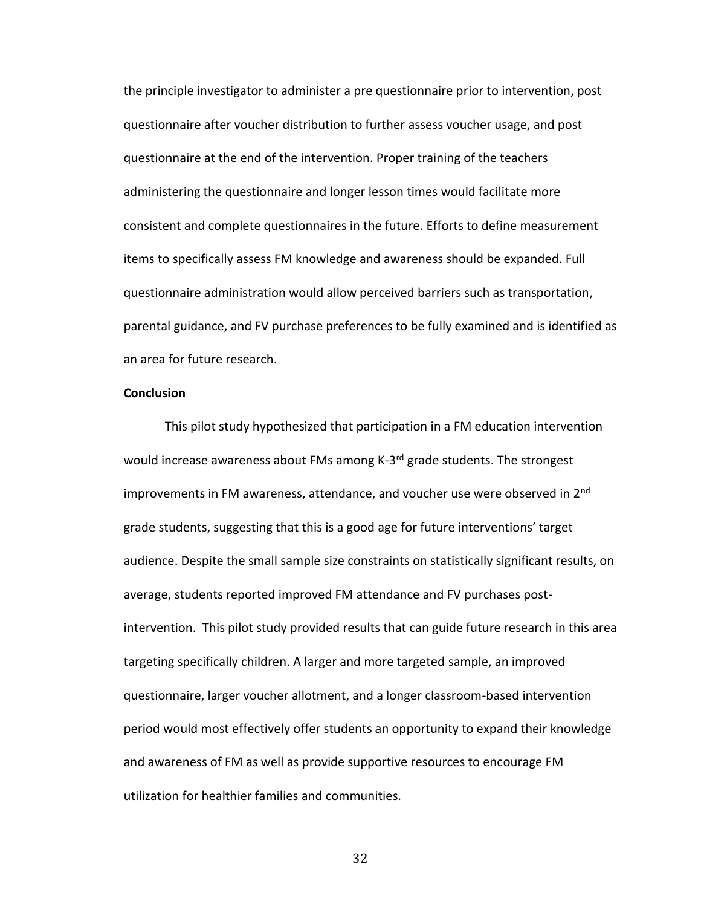the principle investigator to administer a pre questionnaire prior to intervention, post questionnaire after voucher distribution to further assess voucher usage, and post questionnaire at the end of the intervention. Proper training of the teachers administering the questionnaire and longer lesson times would facilitate more consistent and complete questionnaires in the future. Efforts to define measurement items to specifically assess FM knowledge and awareness should be expanded. Full questionnaire administration would allow perceived barriers such as transportation, parental guidance, and FV purchase preferences to be fully examined and is identified as an area for future research.

**Conclusion**

This pilot study hypothesized that participation in a FM education intervention would increase awareness about FMs among K-3rd grade students. The strongest improvements in FM awareness, attendance, and voucher use were observed in 2nd grade students, suggesting that this is a good age for future interventions' target audience. Despite the small sample size constraints on statistically significant results, on average, students reported improved FM attendance and FV purchases post-intervention. This pilot study provided results that can guide future research in this area targeting specifically children. A larger and more targeted sample, an improved questionnaire, larger voucher allotment, and a longer classroom-based intervention period would most effectively offer students an opportunity to expand their knowledge and awareness of FM as well as provide supportive resources to encourage FM utilization for healthier families and communities.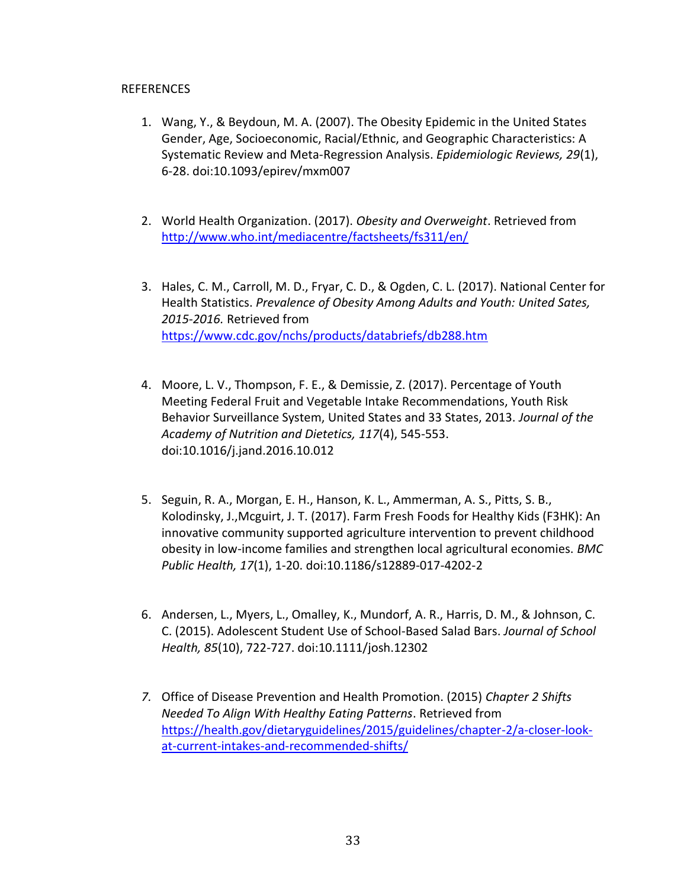REFERENCES

1. Wang, Y., & Beydoun, M. A. (2007). The Obesity Epidemic in the United States Gender, Age, Socioeconomic, Racial/Ethnic, and Geographic Characteristics: A Systematic Review and Meta-Regression Analysis. *Epidemiologic Reviews, 29*(1), 6-28. doi:10.1093/epirev/mxm007

2. World Health Organization. (2017). *Obesity and Overweight*. Retrieved from http://www.who.int/mediacentre/factsheets/fs311/en/

3. Hales, C. M., Carroll, M. D., Fryar, C. D., & Ogden, C. L. (2017). National Center for Health Statistics. *Prevalence of Obesity Among Adults and Youth: United Sates, 2015-2016.* Retrieved from https://www.cdc.gov/nchs/products/databriefs/db288.htm

4. Moore, L. V., Thompson, F. E., & Demissie, Z. (2017). Percentage of Youth Meeting Federal Fruit and Vegetable Intake Recommendations, Youth Risk Behavior Surveillance System, United States and 33 States, 2013. *Journal of the Academy of Nutrition and Dietetics, 117*(4), 545-553. doi:10.1016/j.jand.2016.10.012

5. Seguin, R. A., Morgan, E. H., Hanson, K. L., Ammerman, A. S., Pitts, S. B., Kolodinsky, J.,Mcguirt, J. T. (2017). Farm Fresh Foods for Healthy Kids (F3HK): An innovative community supported agriculture intervention to prevent childhood obesity in low-income families and strengthen local agricultural economies. *BMC Public Health, 17*(1), 1-20. doi:10.1186/s12889-017-4202-2

6. Andersen, L., Myers, L., Omalley, K., Mundorf, A. R., Harris, D. M., & Johnson, C. C. (2015). Adolescent Student Use of School-Based Salad Bars. *Journal of School Health, 85*(10), 722-727. doi:10.1111/josh.12302

7. Office of Disease Prevention and Health Promotion. (2015) *Chapter 2 Shifts Needed To Align With Healthy Eating Patterns*. Retrieved from https://health.gov/dietaryguidelines/2015/guidelines/chapter-2/a-closer-look-at-current-intakes-and-recommended-shifts/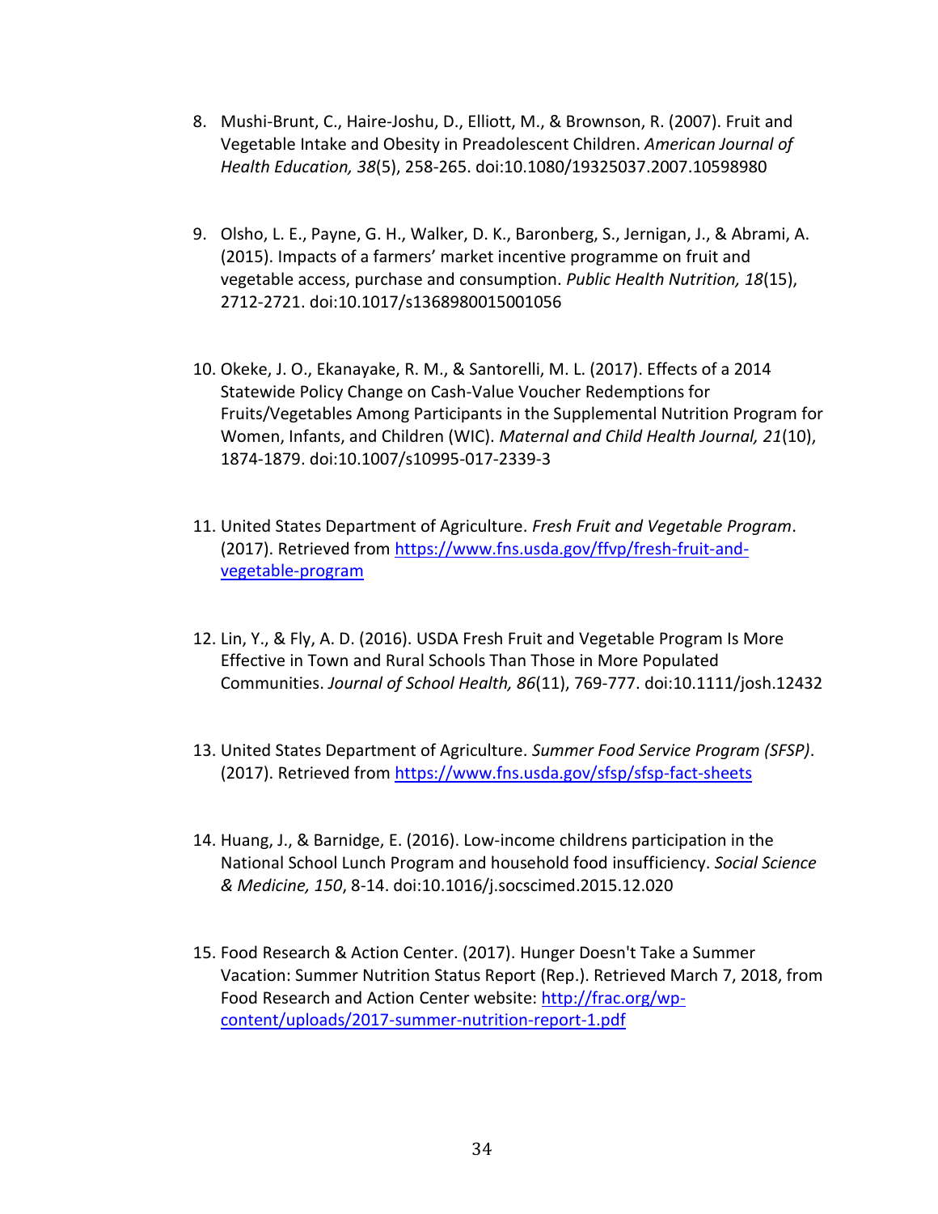8. Mushi-Brunt, C., Haire-Joshu, D., Elliott, M., & Brownson, R. (2007). Fruit and Vegetable Intake and Obesity in Preadolescent Children. *American Journal of Health Education, 38*(5), 258-265. doi:10.1080/19325037.2007.10598980

9. Olsho, L. E., Payne, G. H., Walker, D. K., Baronberg, S., Jernigan, J., & Abrami, A. (2015). Impacts of a farmers' market incentive programme on fruit and vegetable access, purchase and consumption. *Public Health Nutrition, 18*(15), 2712-2721. doi:10.1017/s1368980015001056

10. Okeke, J. O., Ekanayake, R. M., & Santorelli, M. L. (2017). Effects of a 2014 Statewide Policy Change on Cash-Value Voucher Redemptions for Fruits/Vegetables Among Participants in the Supplemental Nutrition Program for Women, Infants, and Children (WIC). *Maternal and Child Health Journal, 21*(10), 1874-1879. doi:10.1007/s10995-017-2339-3

11. United States Department of Agriculture. *Fresh Fruit and Vegetable Program*. (2017). Retrieved from https://www.fns.usda.gov/ffvp/fresh-fruit-and-vegetable-program

12. Lin, Y., & Fly, A. D. (2016). USDA Fresh Fruit and Vegetable Program Is More Effective in Town and Rural Schools Than Those in More Populated Communities. *Journal of School Health, 86*(11), 769-777. doi:10.1111/josh.12432

13. United States Department of Agriculture. *Summer Food Service Program (SFSP)*. (2017). Retrieved from https://www.fns.usda.gov/sfsp/sfsp-fact-sheets

14. Huang, J., & Barnidge, E. (2016). Low-income childrens participation in the National School Lunch Program and household food insufficiency. *Social Science & Medicine, 150*, 8-14. doi:10.1016/j.socscimed.2015.12.020

15. Food Research & Action Center. (2017). Hunger Doesn't Take a Summer Vacation: Summer Nutrition Status Report (Rep.). Retrieved March 7, 2018, from Food Research and Action Center website: http://frac.org/wp-content/uploads/2017-summer-nutrition-report-1.pdf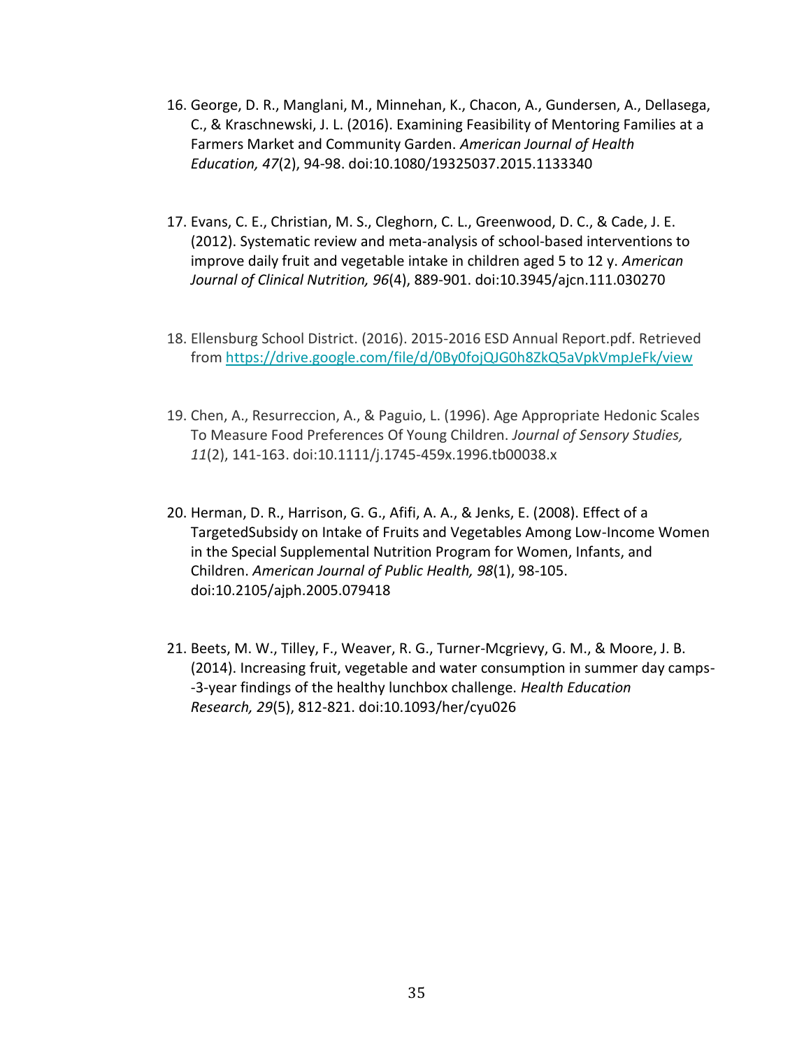16. George, D. R., Manglani, M., Minnehan, K., Chacon, A., Gundersen, A., Dellasega, C., & Kraschnewski, J. L. (2016). Examining Feasibility of Mentoring Families at a Farmers Market and Community Garden. *American Journal of Health Education, 47*(2), 94-98. doi:10.1080/19325037.2015.1133340

17. Evans, C. E., Christian, M. S., Cleghorn, C. L., Greenwood, D. C., & Cade, J. E. (2012). Systematic review and meta-analysis of school-based interventions to improve daily fruit and vegetable intake in children aged 5 to 12 y. *American Journal of Clinical Nutrition, 96*(4), 889-901. doi:10.3945/ajcn.111.030270

18. Ellensburg School District. (2016). 2015-2016 ESD Annual Report.pdf. Retrieved from [https://drive.google.com/file/d/0By0fojQJG0h8ZkQ5aVpkVmpJeFk/view](https://drive.google.com/file/d/0By0fojQJG0h8ZkQ5aVpkVmpJeFk/view)

19. Chen, A., Resurreccion, A., & Paguio, L. (1996). Age Appropriate Hedonic Scales To Measure Food Preferences Of Young Children. *Journal of Sensory Studies, 11*(2), 141-163. doi:10.1111/j.1745-459x.1996.tb00038.x

20. Herman, D. R., Harrison, G. G., Afifi, A. A., & Jenks, E. (2008). Effect of a TargetedSubsidy on Intake of Fruits and Vegetables Among Low-Income Women in the Special Supplemental Nutrition Program for Women, Infants, and Children. *American Journal of Public Health, 98*(1), 98-105. doi:10.2105/ajph.2005.079418

21. Beets, M. W., Tilley, F., Weaver, R. G., Turner-Mcgrievy, G. M., & Moore, J. B. (2014). Increasing fruit, vegetable and water consumption in summer day camps--3-year findings of the healthy lunchbox challenge. *Health Education Research, 29*(5), 812-821. doi:10.1093/her/cyu026